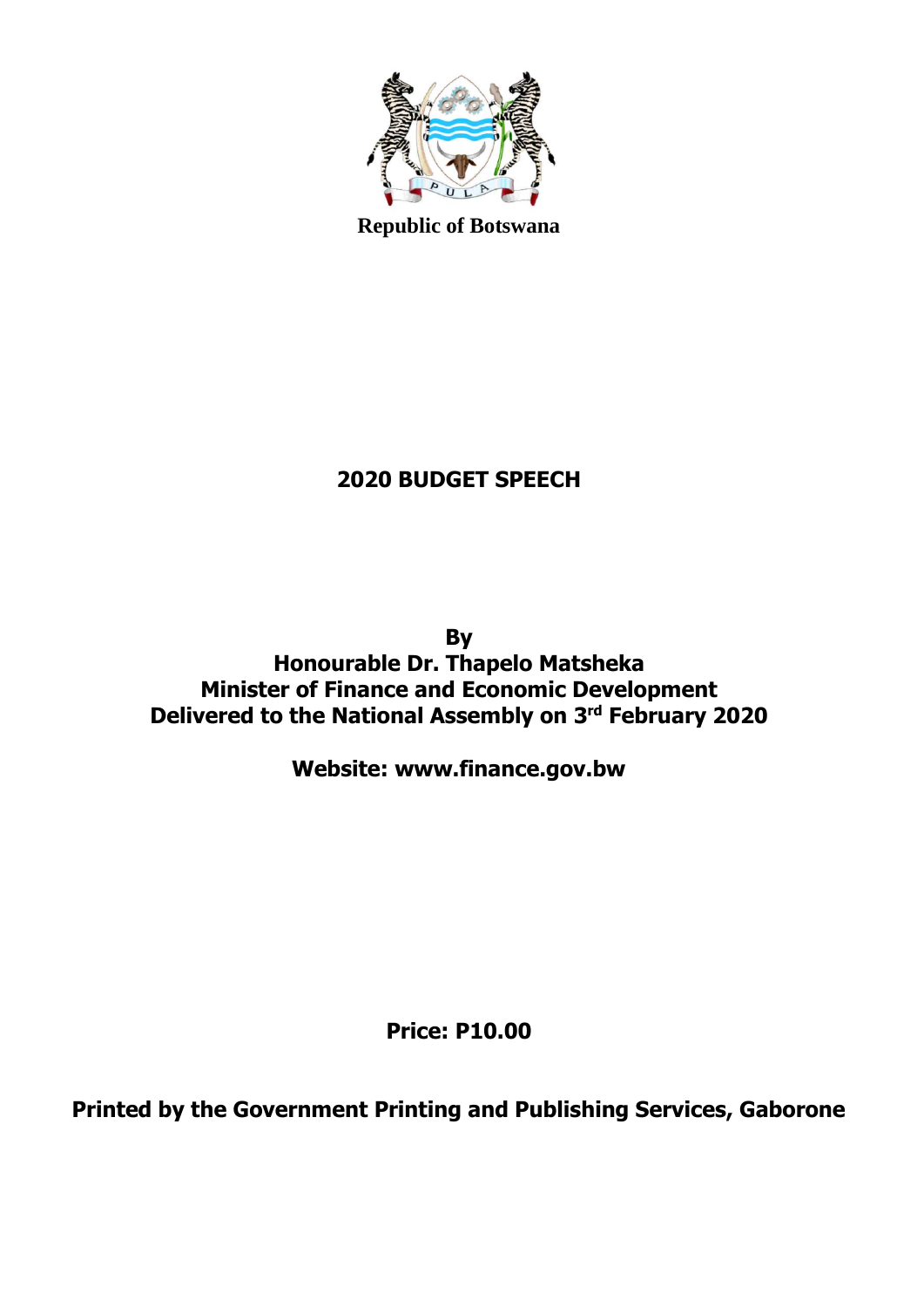Republic of Botswana

# 2020 BUDGET SPEECH

**By**
**Honourable Dr. Thapelo Matsheka**
**Minister of Finance and Economic Development**
**Delivered to the National Assembly on 3rd February 2020**

**Website: www.finance.gov.bw**

**Price: P10.00**

**Printed by the Government Printing and Publishing Services, Gaborone**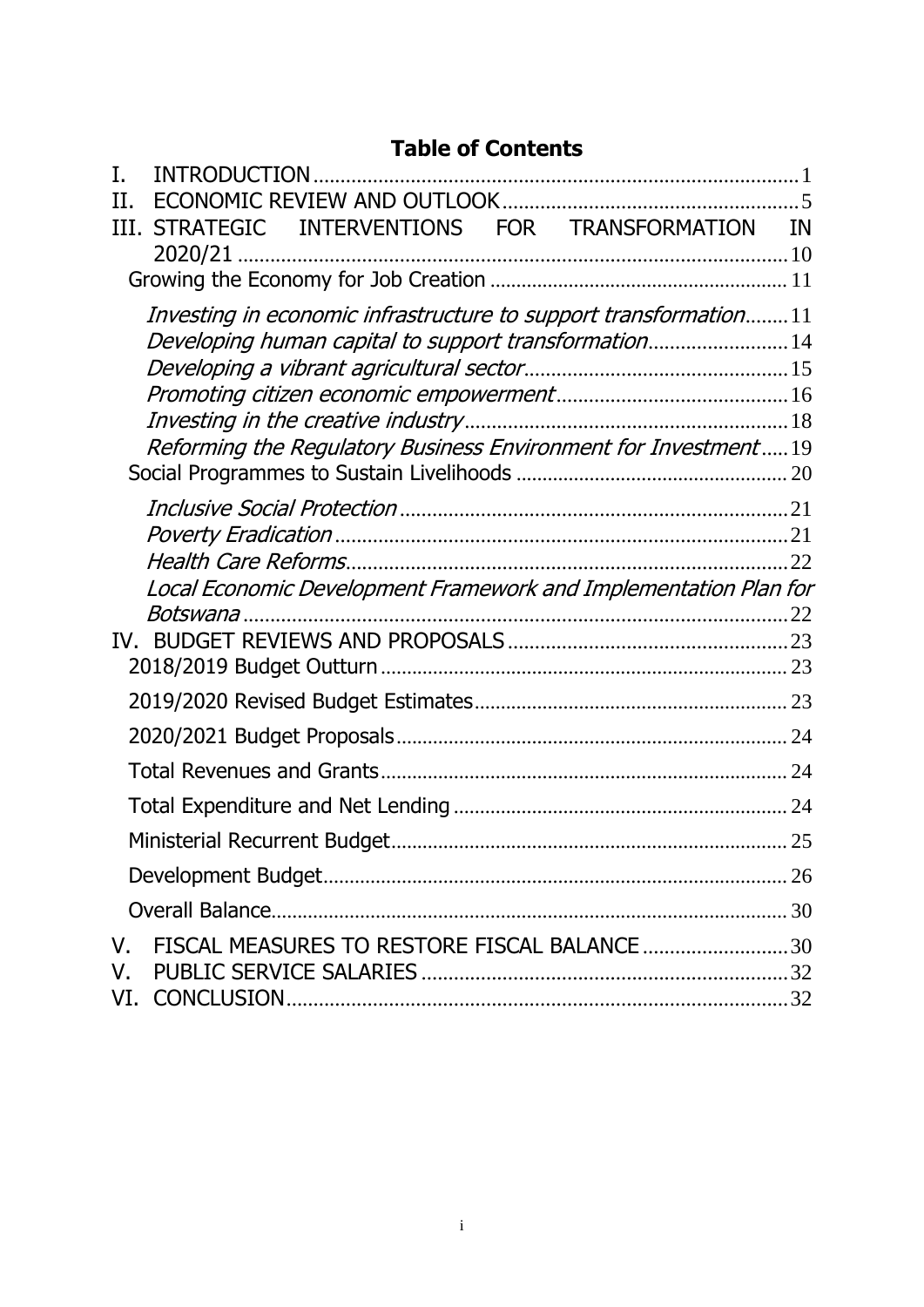# Table of Contents

I. INTRODUCTION .......... 1

II. ECONOMIC REVIEW AND OUTLOOK .......... 5

III. STRATEGIC INTERVENTIONS FOR TRANSFORMATION IN 2020/21 .......... 10

- Growing the Economy for Job Creation .......... 11
  - *Investing in economic infrastructure to support transformation* .......... 11
  - *Developing human capital to support transformation* .......... 14
  - *Developing a vibrant agricultural sector* .......... 15
  - *Promoting citizen economic empowerment* .......... 16
  - *Investing in the creative industry* .......... 18
  - *Reforming the Regulatory Business Environment for Investment* .......... 19
- Social Programmes to Sustain Livelihoods .......... 20
  - *Inclusive Social Protection* .......... 21
  - *Poverty Eradication* .......... 21
  - *Health Care Reforms* .......... 22
  - *Local Economic Development Framework and Implementation Plan for Botswana* .......... 22

IV. BUDGET REVIEWS AND PROPOSALS .......... 23

- 2018/2019 Budget Outturn .......... 23
- 2019/2020 Revised Budget Estimates .......... 23
- 2020/2021 Budget Proposals .......... 24
- Total Revenues and Grants .......... 24
- Total Expenditure and Net Lending .......... 24
- Ministerial Recurrent Budget .......... 25
- Development Budget .......... 26
- Overall Balance .......... 30

V. FISCAL MEASURES TO RESTORE FISCAL BALANCE .......... 30

V. PUBLIC SERVICE SALARIES .......... 32

VI. CONCLUSION .......... 32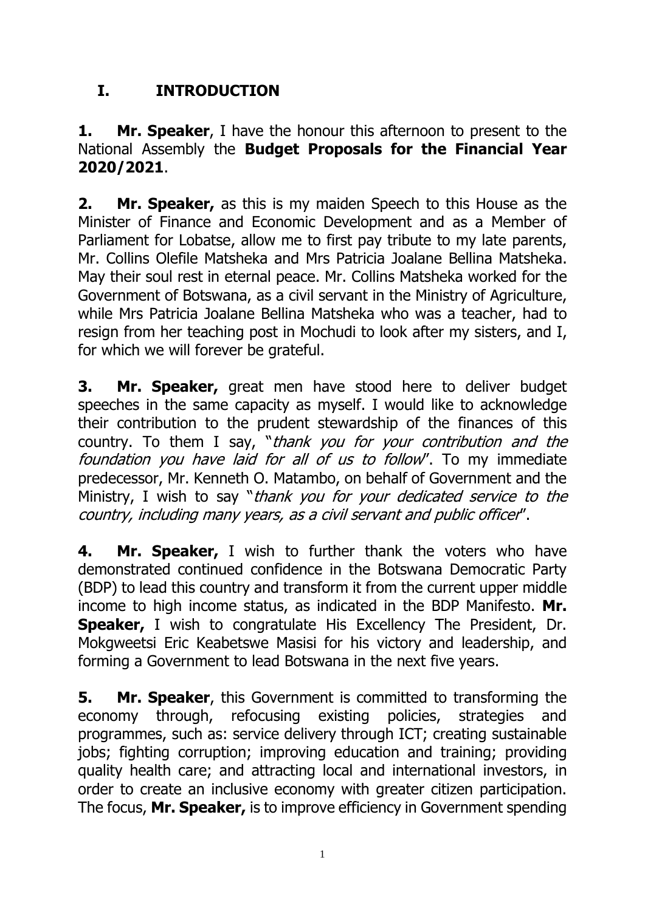## I. INTRODUCTION

**1. Mr. Speaker**, I have the honour this afternoon to present to the National Assembly the **Budget Proposals for the Financial Year 2020/2021**.

**2. Mr. Speaker,** as this is my maiden Speech to this House as the Minister of Finance and Economic Development and as a Member of Parliament for Lobatse, allow me to first pay tribute to my late parents, Mr. Collins Olefile Matsheka and Mrs Patricia Joalane Bellina Matsheka. May their soul rest in eternal peace. Mr. Collins Matsheka worked for the Government of Botswana, as a civil servant in the Ministry of Agriculture, while Mrs Patricia Joalane Bellina Matsheka who was a teacher, had to resign from her teaching post in Mochudi to look after my sisters, and I, for which we will forever be grateful.

**3. Mr. Speaker,** great men have stood here to deliver budget speeches in the same capacity as myself. I would like to acknowledge their contribution to the prudent stewardship of the finances of this country. To them I say, "*thank you for your contribution and the foundation you have laid for all of us to follow*". To my immediate predecessor, Mr. Kenneth O. Matambo, on behalf of Government and the Ministry, I wish to say "*thank you for your dedicated service to the country, including many years, as a civil servant and public officer*".

**4. Mr. Speaker,** I wish to further thank the voters who have demonstrated continued confidence in the Botswana Democratic Party (BDP) to lead this country and transform it from the current upper middle income to high income status, as indicated in the BDP Manifesto. **Mr. Speaker,** I wish to congratulate His Excellency The President, Dr. Mokgweetsi Eric Keabetswe Masisi for his victory and leadership, and forming a Government to lead Botswana in the next five years.

**5. Mr. Speaker**, this Government is committed to transforming the economy through, refocusing existing policies, strategies and programmes, such as: service delivery through ICT; creating sustainable jobs; fighting corruption; improving education and training; providing quality health care; and attracting local and international investors, in order to create an inclusive economy with greater citizen participation. The focus, **Mr. Speaker,** is to improve efficiency in Government spending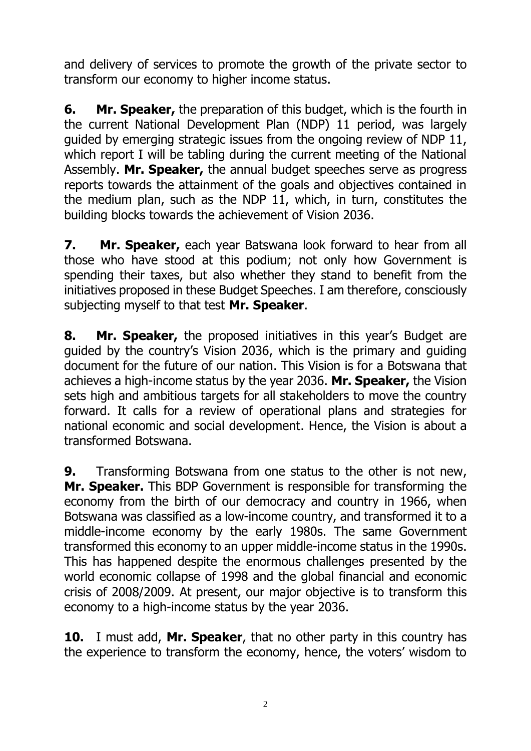and delivery of services to promote the growth of the private sector to transform our economy to higher income status.

**6.** **Mr. Speaker,** the preparation of this budget, which is the fourth in the current National Development Plan (NDP) 11 period, was largely guided by emerging strategic issues from the ongoing review of NDP 11, which report I will be tabling during the current meeting of the National Assembly. **Mr. Speaker,** the annual budget speeches serve as progress reports towards the attainment of the goals and objectives contained in the medium plan, such as the NDP 11, which, in turn, constitutes the building blocks towards the achievement of Vision 2036.

**7.** **Mr. Speaker,** each year Batswana look forward to hear from all those who have stood at this podium; not only how Government is spending their taxes, but also whether they stand to benefit from the initiatives proposed in these Budget Speeches. I am therefore, consciously subjecting myself to that test **Mr. Speaker**.

**8.** **Mr. Speaker,** the proposed initiatives in this year's Budget are guided by the country's Vision 2036, which is the primary and guiding document for the future of our nation. This Vision is for a Botswana that achieves a high-income status by the year 2036. **Mr. Speaker,** the Vision sets high and ambitious targets for all stakeholders to move the country forward. It calls for a review of operational plans and strategies for national economic and social development. Hence, the Vision is about a transformed Botswana.

**9.** Transforming Botswana from one status to the other is not new, **Mr. Speaker.** This BDP Government is responsible for transforming the economy from the birth of our democracy and country in 1966, when Botswana was classified as a low-income country, and transformed it to a middle-income economy by the early 1980s. The same Government transformed this economy to an upper middle-income status in the 1990s. This has happened despite the enormous challenges presented by the world economic collapse of 1998 and the global financial and economic crisis of 2008/2009. At present, our major objective is to transform this economy to a high-income status by the year 2036.

**10.** I must add, **Mr. Speaker**, that no other party in this country has the experience to transform the economy, hence, the voters' wisdom to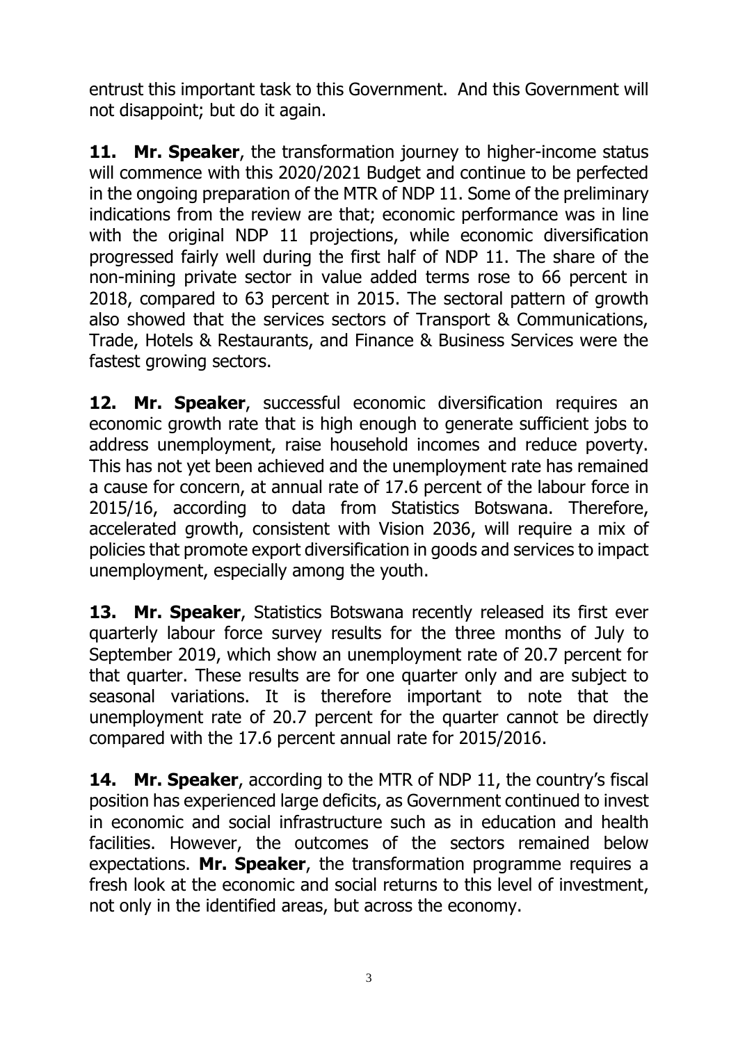entrust this important task to this Government. And this Government will not disappoint; but do it again.

**11. Mr. Speaker**, the transformation journey to higher-income status will commence with this 2020/2021 Budget and continue to be perfected in the ongoing preparation of the MTR of NDP 11. Some of the preliminary indications from the review are that; economic performance was in line with the original NDP 11 projections, while economic diversification progressed fairly well during the first half of NDP 11. The share of the non-mining private sector in value added terms rose to 66 percent in 2018, compared to 63 percent in 2015. The sectoral pattern of growth also showed that the services sectors of Transport & Communications, Trade, Hotels & Restaurants, and Finance & Business Services were the fastest growing sectors.

**12. Mr. Speaker**, successful economic diversification requires an economic growth rate that is high enough to generate sufficient jobs to address unemployment, raise household incomes and reduce poverty. This has not yet been achieved and the unemployment rate has remained a cause for concern, at annual rate of 17.6 percent of the labour force in 2015/16, according to data from Statistics Botswana. Therefore, accelerated growth, consistent with Vision 2036, will require a mix of policies that promote export diversification in goods and services to impact unemployment, especially among the youth.

**13. Mr. Speaker**, Statistics Botswana recently released its first ever quarterly labour force survey results for the three months of July to September 2019, which show an unemployment rate of 20.7 percent for that quarter. These results are for one quarter only and are subject to seasonal variations. It is therefore important to note that the unemployment rate of 20.7 percent for the quarter cannot be directly compared with the 17.6 percent annual rate for 2015/2016.

**14. Mr. Speaker**, according to the MTR of NDP 11, the country's fiscal position has experienced large deficits, as Government continued to invest in economic and social infrastructure such as in education and health facilities. However, the outcomes of the sectors remained below expectations. **Mr. Speaker**, the transformation programme requires a fresh look at the economic and social returns to this level of investment, not only in the identified areas, but across the economy.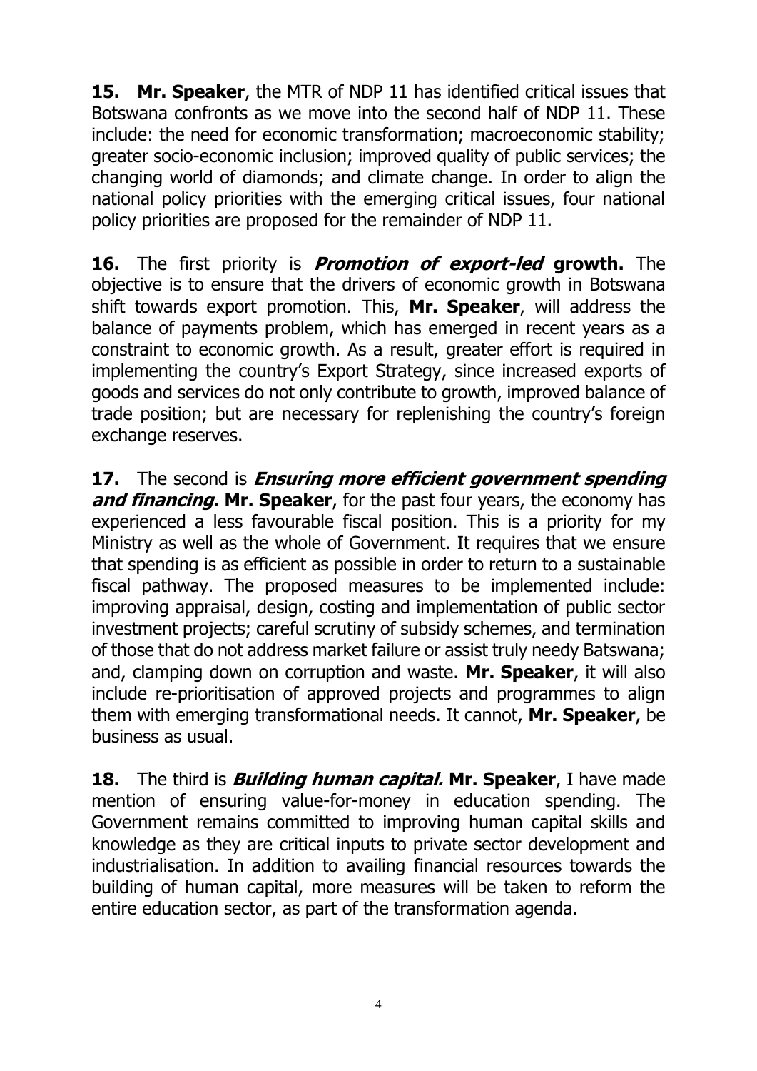**15. Mr. Speaker**, the MTR of NDP 11 has identified critical issues that Botswana confronts as we move into the second half of NDP 11. These include: the need for economic transformation; macroeconomic stability; greater socio-economic inclusion; improved quality of public services; the changing world of diamonds; and climate change. In order to align the national policy priorities with the emerging critical issues, four national policy priorities are proposed for the remainder of NDP 11.

**16.** The first priority is ***Promotion of export-led* growth.** The objective is to ensure that the drivers of economic growth in Botswana shift towards export promotion. This, **Mr. Speaker**, will address the balance of payments problem, which has emerged in recent years as a constraint to economic growth. As a result, greater effort is required in implementing the country's Export Strategy, since increased exports of goods and services do not only contribute to growth, improved balance of trade position; but are necessary for replenishing the country's foreign exchange reserves.

**17.** The second is ***Ensuring more efficient government spending and financing.*** **Mr. Speaker**, for the past four years, the economy has experienced a less favourable fiscal position. This is a priority for my Ministry as well as the whole of Government. It requires that we ensure that spending is as efficient as possible in order to return to a sustainable fiscal pathway. The proposed measures to be implemented include: improving appraisal, design, costing and implementation of public sector investment projects; careful scrutiny of subsidy schemes, and termination of those that do not address market failure or assist truly needy Batswana; and, clamping down on corruption and waste. **Mr. Speaker**, it will also include re-prioritisation of approved projects and programmes to align them with emerging transformational needs. It cannot, **Mr. Speaker**, be business as usual.

**18.** The third is ***Building human capital.*** **Mr. Speaker**, I have made mention of ensuring value-for-money in education spending. The Government remains committed to improving human capital skills and knowledge as they are critical inputs to private sector development and industrialisation. In addition to availing financial resources towards the building of human capital, more measures will be taken to reform the entire education sector, as part of the transformation agenda.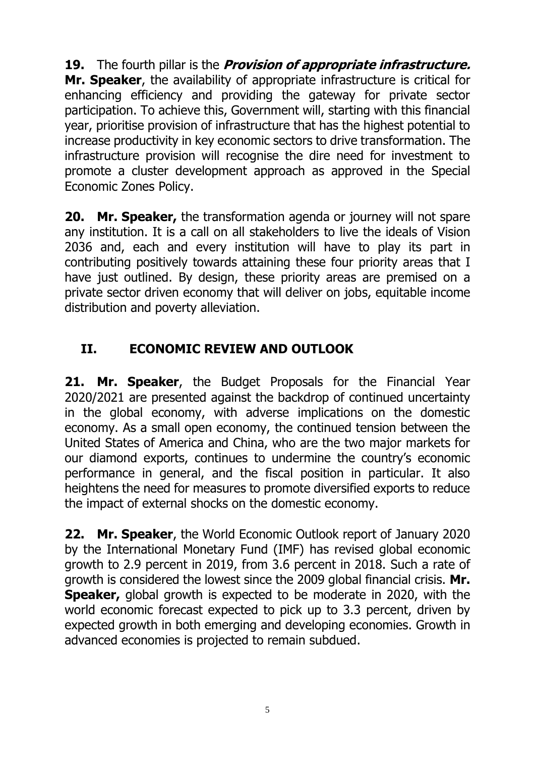**19.** The fourth pillar is the ***Provision of appropriate infrastructure.*** **Mr. Speaker**, the availability of appropriate infrastructure is critical for enhancing efficiency and providing the gateway for private sector participation. To achieve this, Government will, starting with this financial year, prioritise provision of infrastructure that has the highest potential to increase productivity in key economic sectors to drive transformation. The infrastructure provision will recognise the dire need for investment to promote a cluster development approach as approved in the Special Economic Zones Policy.

**20.** **Mr. Speaker,** the transformation agenda or journey will not spare any institution. It is a call on all stakeholders to live the ideals of Vision 2036 and, each and every institution will have to play its part in contributing positively towards attaining these four priority areas that I have just outlined. By design, these priority areas are premised on a private sector driven economy that will deliver on jobs, equitable income distribution and poverty alleviation.

## II. ECONOMIC REVIEW AND OUTLOOK

**21.** **Mr. Speaker**, the Budget Proposals for the Financial Year 2020/2021 are presented against the backdrop of continued uncertainty in the global economy, with adverse implications on the domestic economy. As a small open economy, the continued tension between the United States of America and China, who are the two major markets for our diamond exports, continues to undermine the country's economic performance in general, and the fiscal position in particular. It also heightens the need for measures to promote diversified exports to reduce the impact of external shocks on the domestic economy.

**22.** **Mr. Speaker**, the World Economic Outlook report of January 2020 by the International Monetary Fund (IMF) has revised global economic growth to 2.9 percent in 2019, from 3.6 percent in 2018. Such a rate of growth is considered the lowest since the 2009 global financial crisis. **Mr. Speaker,** global growth is expected to be moderate in 2020, with the world economic forecast expected to pick up to 3.3 percent, driven by expected growth in both emerging and developing economies. Growth in advanced economies is projected to remain subdued.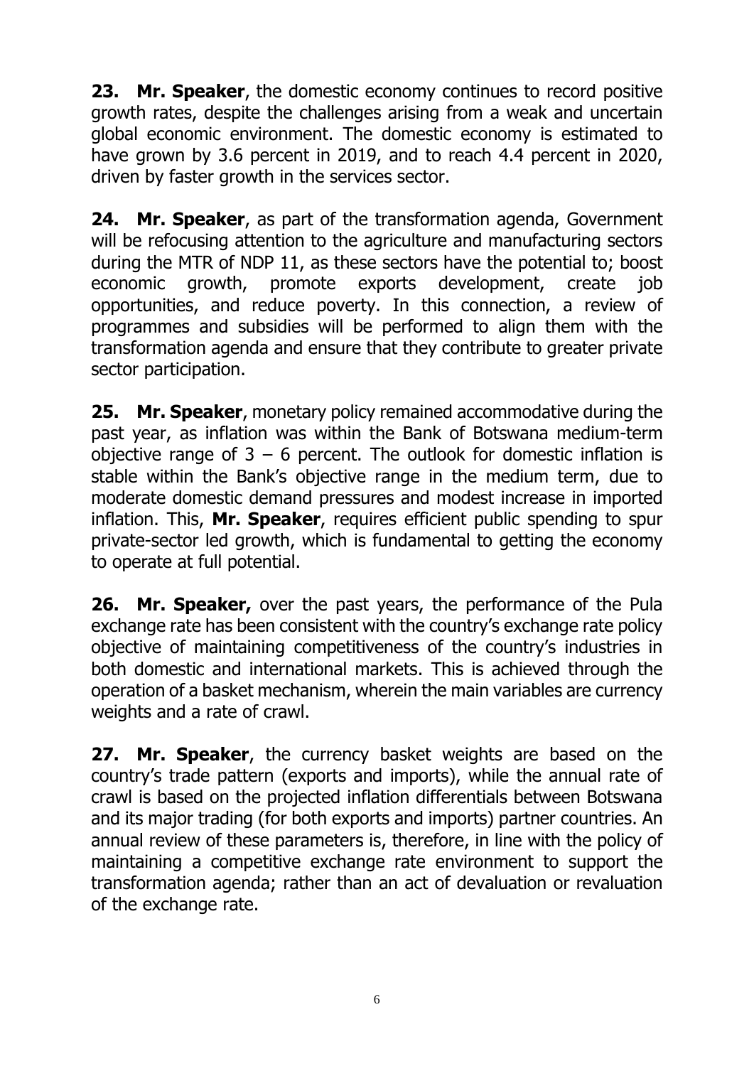**23. Mr. Speaker**, the domestic economy continues to record positive growth rates, despite the challenges arising from a weak and uncertain global economic environment. The domestic economy is estimated to have grown by 3.6 percent in 2019, and to reach 4.4 percent in 2020, driven by faster growth in the services sector.

**24. Mr. Speaker**, as part of the transformation agenda, Government will be refocusing attention to the agriculture and manufacturing sectors during the MTR of NDP 11, as these sectors have the potential to; boost economic growth, promote exports development, create job opportunities, and reduce poverty. In this connection, a review of programmes and subsidies will be performed to align them with the transformation agenda and ensure that they contribute to greater private sector participation.

**25. Mr. Speaker**, monetary policy remained accommodative during the past year, as inflation was within the Bank of Botswana medium-term objective range of 3 – 6 percent. The outlook for domestic inflation is stable within the Bank's objective range in the medium term, due to moderate domestic demand pressures and modest increase in imported inflation. This, **Mr. Speaker**, requires efficient public spending to spur private-sector led growth, which is fundamental to getting the economy to operate at full potential.

**26. Mr. Speaker,** over the past years, the performance of the Pula exchange rate has been consistent with the country's exchange rate policy objective of maintaining competitiveness of the country's industries in both domestic and international markets. This is achieved through the operation of a basket mechanism, wherein the main variables are currency weights and a rate of crawl.

**27. Mr. Speaker**, the currency basket weights are based on the country's trade pattern (exports and imports), while the annual rate of crawl is based on the projected inflation differentials between Botswana and its major trading (for both exports and imports) partner countries. An annual review of these parameters is, therefore, in line with the policy of maintaining a competitive exchange rate environment to support the transformation agenda; rather than an act of devaluation or revaluation of the exchange rate.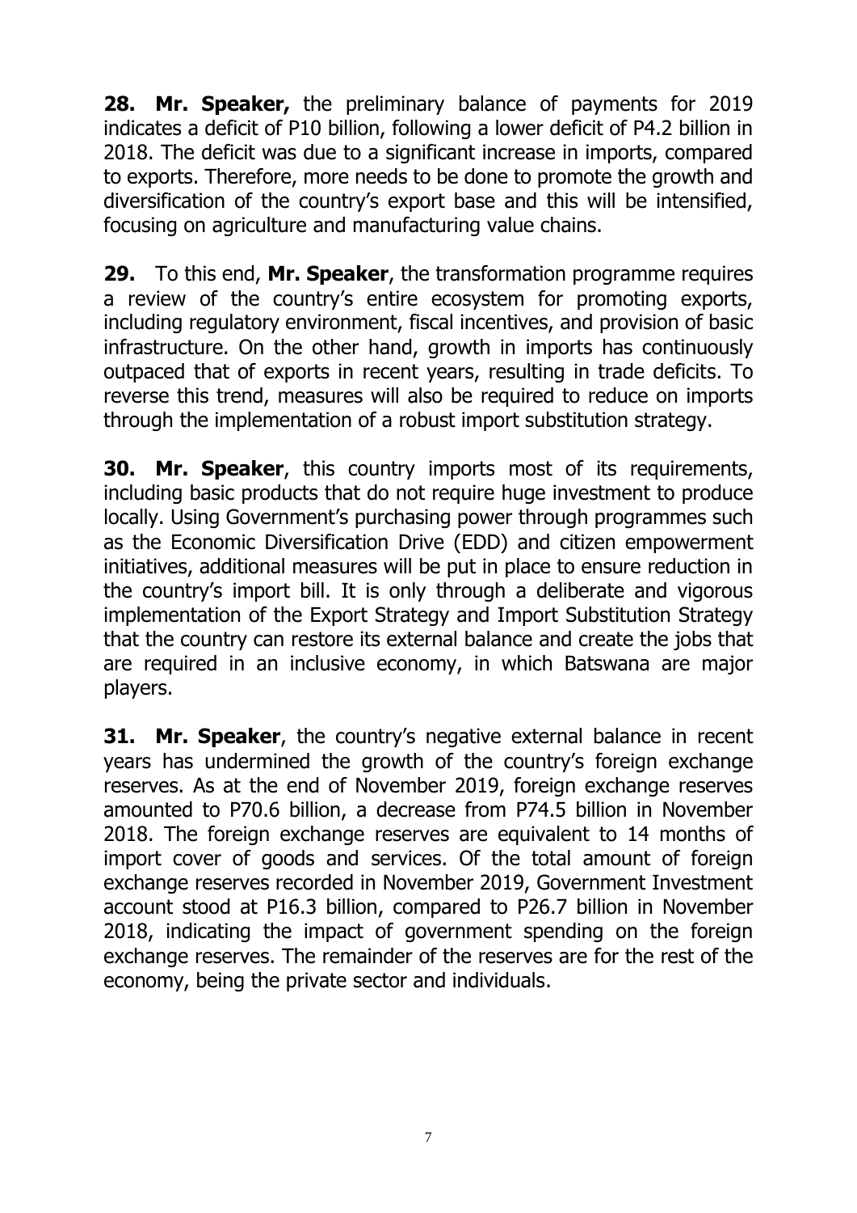**28. Mr. Speaker,** the preliminary balance of payments for 2019 indicates a deficit of P10 billion, following a lower deficit of P4.2 billion in 2018. The deficit was due to a significant increase in imports, compared to exports. Therefore, more needs to be done to promote the growth and diversification of the country's export base and this will be intensified, focusing on agriculture and manufacturing value chains.

**29.** To this end, **Mr. Speaker**, the transformation programme requires a review of the country's entire ecosystem for promoting exports, including regulatory environment, fiscal incentives, and provision of basic infrastructure. On the other hand, growth in imports has continuously outpaced that of exports in recent years, resulting in trade deficits. To reverse this trend, measures will also be required to reduce on imports through the implementation of a robust import substitution strategy.

**30. Mr. Speaker**, this country imports most of its requirements, including basic products that do not require huge investment to produce locally. Using Government's purchasing power through programmes such as the Economic Diversification Drive (EDD) and citizen empowerment initiatives, additional measures will be put in place to ensure reduction in the country's import bill. It is only through a deliberate and vigorous implementation of the Export Strategy and Import Substitution Strategy that the country can restore its external balance and create the jobs that are required in an inclusive economy, in which Batswana are major players.

**31. Mr. Speaker**, the country's negative external balance in recent years has undermined the growth of the country's foreign exchange reserves. As at the end of November 2019, foreign exchange reserves amounted to P70.6 billion, a decrease from P74.5 billion in November 2018. The foreign exchange reserves are equivalent to 14 months of import cover of goods and services. Of the total amount of foreign exchange reserves recorded in November 2019, Government Investment account stood at P16.3 billion, compared to P26.7 billion in November 2018, indicating the impact of government spending on the foreign exchange reserves. The remainder of the reserves are for the rest of the economy, being the private sector and individuals.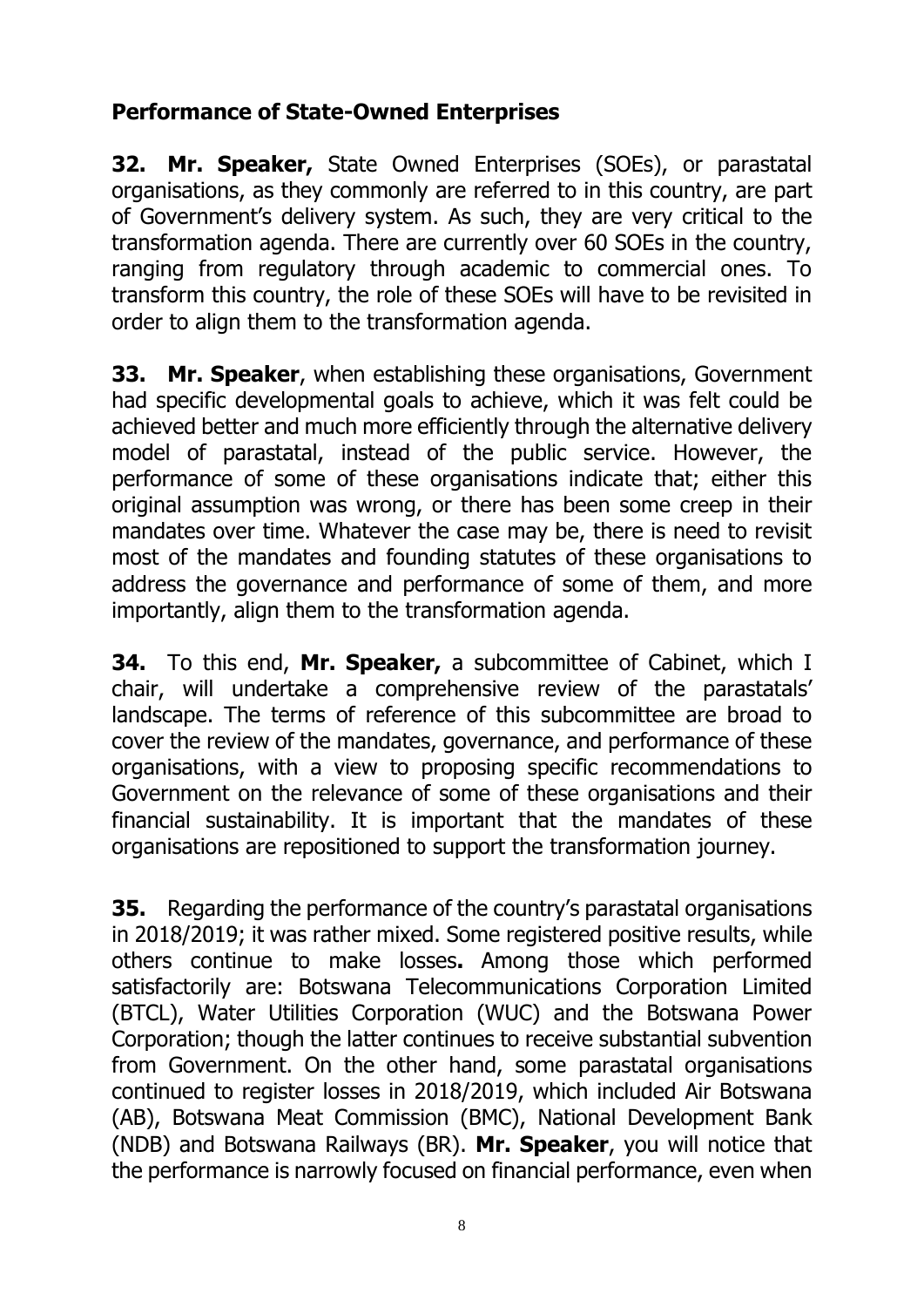## Performance of State-Owned Enterprises

**32. Mr. Speaker,** State Owned Enterprises (SOEs), or parastatal organisations, as they commonly are referred to in this country, are part of Government's delivery system. As such, they are very critical to the transformation agenda. There are currently over 60 SOEs in the country, ranging from regulatory through academic to commercial ones. To transform this country, the role of these SOEs will have to be revisited in order to align them to the transformation agenda.

**33. Mr. Speaker**, when establishing these organisations, Government had specific developmental goals to achieve, which it was felt could be achieved better and much more efficiently through the alternative delivery model of parastatal, instead of the public service. However, the performance of some of these organisations indicate that; either this original assumption was wrong, or there has been some creep in their mandates over time. Whatever the case may be, there is need to revisit most of the mandates and founding statutes of these organisations to address the governance and performance of some of them, and more importantly, align them to the transformation agenda.

**34.** To this end, **Mr. Speaker,** a subcommittee of Cabinet, which I chair, will undertake a comprehensive review of the parastatals' landscape. The terms of reference of this subcommittee are broad to cover the review of the mandates, governance, and performance of these organisations, with a view to proposing specific recommendations to Government on the relevance of some of these organisations and their financial sustainability. It is important that the mandates of these organisations are repositioned to support the transformation journey.

**35.** Regarding the performance of the country's parastatal organisations in 2018/2019; it was rather mixed. Some registered positive results, while others continue to make losses**.** Among those which performed satisfactorily are: Botswana Telecommunications Corporation Limited (BTCL), Water Utilities Corporation (WUC) and the Botswana Power Corporation; though the latter continues to receive substantial subvention from Government. On the other hand, some parastatal organisations continued to register losses in 2018/2019, which included Air Botswana (AB), Botswana Meat Commission (BMC), National Development Bank (NDB) and Botswana Railways (BR). **Mr. Speaker**, you will notice that the performance is narrowly focused on financial performance, even when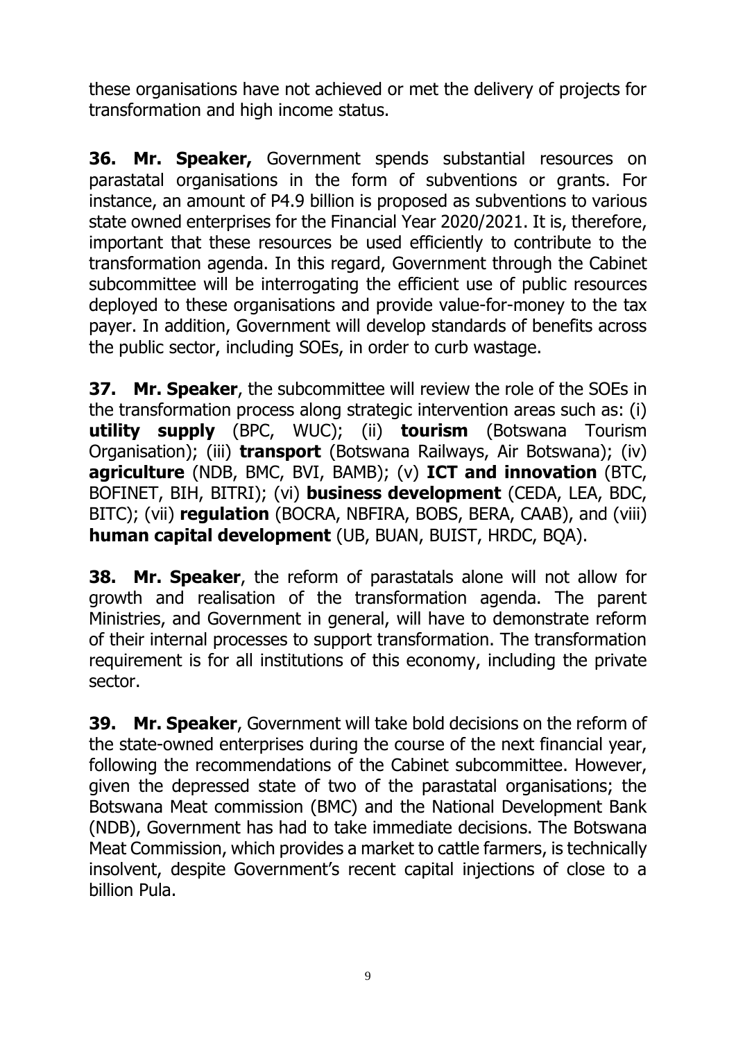these organisations have not achieved or met the delivery of projects for transformation and high income status.

**36. Mr. Speaker,** Government spends substantial resources on parastatal organisations in the form of subventions or grants. For instance, an amount of P4.9 billion is proposed as subventions to various state owned enterprises for the Financial Year 2020/2021. It is, therefore, important that these resources be used efficiently to contribute to the transformation agenda. In this regard, Government through the Cabinet subcommittee will be interrogating the efficient use of public resources deployed to these organisations and provide value-for-money to the tax payer. In addition, Government will develop standards of benefits across the public sector, including SOEs, in order to curb wastage.

**37. Mr. Speaker**, the subcommittee will review the role of the SOEs in the transformation process along strategic intervention areas such as: (i) **utility supply** (BPC, WUC); (ii) **tourism** (Botswana Tourism Organisation); (iii) **transport** (Botswana Railways, Air Botswana); (iv) **agriculture** (NDB, BMC, BVI, BAMB); (v) **ICT and innovation** (BTC, BOFINET, BIH, BITRI); (vi) **business development** (CEDA, LEA, BDC, BITC); (vii) **regulation** (BOCRA, NBFIRA, BOBS, BERA, CAAB), and (viii) **human capital development** (UB, BUAN, BUIST, HRDC, BQA).

**38. Mr. Speaker**, the reform of parastatals alone will not allow for growth and realisation of the transformation agenda. The parent Ministries, and Government in general, will have to demonstrate reform of their internal processes to support transformation. The transformation requirement is for all institutions of this economy, including the private sector.

**39. Mr. Speaker**, Government will take bold decisions on the reform of the state-owned enterprises during the course of the next financial year, following the recommendations of the Cabinet subcommittee. However, given the depressed state of two of the parastatal organisations; the Botswana Meat commission (BMC) and the National Development Bank (NDB), Government has had to take immediate decisions. The Botswana Meat Commission, which provides a market to cattle farmers, is technically insolvent, despite Government's recent capital injections of close to a billion Pula.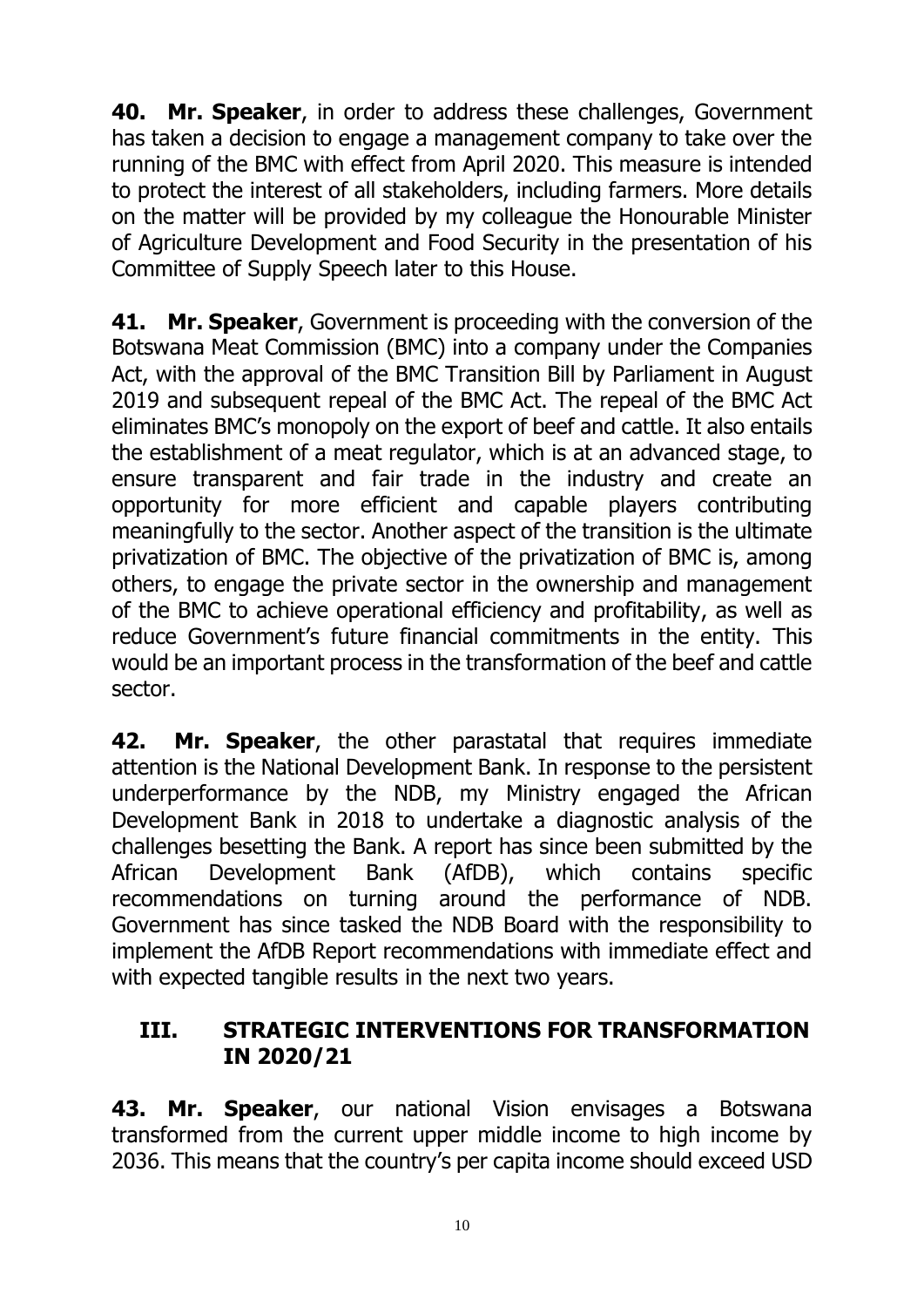**40. Mr. Speaker**, in order to address these challenges, Government has taken a decision to engage a management company to take over the running of the BMC with effect from April 2020. This measure is intended to protect the interest of all stakeholders, including farmers. More details on the matter will be provided by my colleague the Honourable Minister of Agriculture Development and Food Security in the presentation of his Committee of Supply Speech later to this House.

**41. Mr. Speaker**, Government is proceeding with the conversion of the Botswana Meat Commission (BMC) into a company under the Companies Act, with the approval of the BMC Transition Bill by Parliament in August 2019 and subsequent repeal of the BMC Act. The repeal of the BMC Act eliminates BMC's monopoly on the export of beef and cattle. It also entails the establishment of a meat regulator, which is at an advanced stage, to ensure transparent and fair trade in the industry and create an opportunity for more efficient and capable players contributing meaningfully to the sector. Another aspect of the transition is the ultimate privatization of BMC. The objective of the privatization of BMC is, among others, to engage the private sector in the ownership and management of the BMC to achieve operational efficiency and profitability, as well as reduce Government's future financial commitments in the entity. This would be an important process in the transformation of the beef and cattle sector.

**42. Mr. Speaker**, the other parastatal that requires immediate attention is the National Development Bank. In response to the persistent underperformance by the NDB, my Ministry engaged the African Development Bank in 2018 to undertake a diagnostic analysis of the challenges besetting the Bank. A report has since been submitted by the African Development Bank (AfDB), which contains specific recommendations on turning around the performance of NDB. Government has since tasked the NDB Board with the responsibility to implement the AfDB Report recommendations with immediate effect and with expected tangible results in the next two years.

## III. STRATEGIC INTERVENTIONS FOR TRANSFORMATION IN 2020/21

**43. Mr. Speaker**, our national Vision envisages a Botswana transformed from the current upper middle income to high income by 2036. This means that the country's per capita income should exceed USD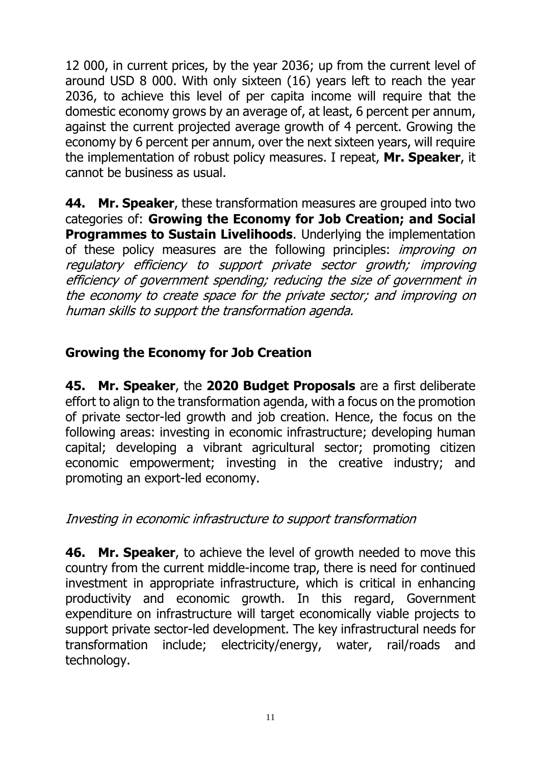12 000, in current prices, by the year 2036; up from the current level of around USD 8 000. With only sixteen (16) years left to reach the year 2036, to achieve this level of per capita income will require that the domestic economy grows by an average of, at least, 6 percent per annum, against the current projected average growth of 4 percent. Growing the economy by 6 percent per annum, over the next sixteen years, will require the implementation of robust policy measures. I repeat, **Mr. Speaker**, it cannot be business as usual.

**44. Mr. Speaker**, these transformation measures are grouped into two categories of: **Growing the Economy for Job Creation; and Social Programmes to Sustain Livelihoods**. Underlying the implementation of these policy measures are the following principles: *improving on regulatory efficiency to support private sector growth; improving efficiency of government spending; reducing the size of government in the economy to create space for the private sector; and improving on human skills to support the transformation agenda.*

## Growing the Economy for Job Creation

**45. Mr. Speaker**, the **2020 Budget Proposals** are a first deliberate effort to align to the transformation agenda, with a focus on the promotion of private sector-led growth and job creation. Hence, the focus on the following areas: investing in economic infrastructure; developing human capital; developing a vibrant agricultural sector; promoting citizen economic empowerment; investing in the creative industry; and promoting an export-led economy.

### *Investing in economic infrastructure to support transformation*

**46. Mr. Speaker**, to achieve the level of growth needed to move this country from the current middle-income trap, there is need for continued investment in appropriate infrastructure, which is critical in enhancing productivity and economic growth. In this regard, Government expenditure on infrastructure will target economically viable projects to support private sector-led development. The key infrastructural needs for transformation include; electricity/energy, water, rail/roads and technology.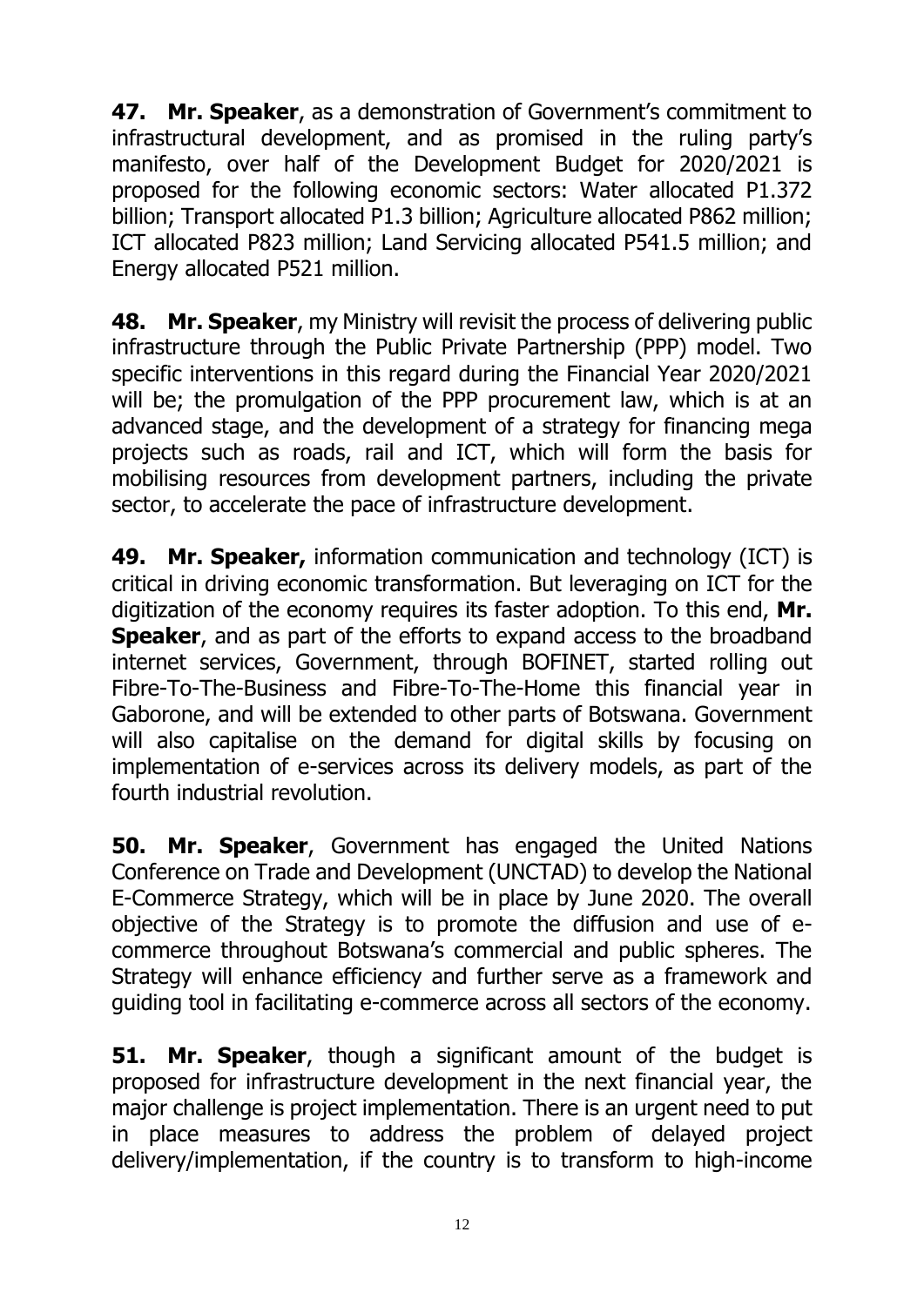**47. Mr. Speaker**, as a demonstration of Government's commitment to infrastructural development, and as promised in the ruling party's manifesto, over half of the Development Budget for 2020/2021 is proposed for the following economic sectors: Water allocated P1.372 billion; Transport allocated P1.3 billion; Agriculture allocated P862 million; ICT allocated P823 million; Land Servicing allocated P541.5 million; and Energy allocated P521 million.

**48. Mr. Speaker**, my Ministry will revisit the process of delivering public infrastructure through the Public Private Partnership (PPP) model. Two specific interventions in this regard during the Financial Year 2020/2021 will be; the promulgation of the PPP procurement law, which is at an advanced stage, and the development of a strategy for financing mega projects such as roads, rail and ICT, which will form the basis for mobilising resources from development partners, including the private sector, to accelerate the pace of infrastructure development.

**49. Mr. Speaker,** information communication and technology (ICT) is critical in driving economic transformation. But leveraging on ICT for the digitization of the economy requires its faster adoption. To this end, **Mr. Speaker**, and as part of the efforts to expand access to the broadband internet services, Government, through BOFINET, started rolling out Fibre-To-The-Business and Fibre-To-The-Home this financial year in Gaborone, and will be extended to other parts of Botswana. Government will also capitalise on the demand for digital skills by focusing on implementation of e-services across its delivery models, as part of the fourth industrial revolution.

**50. Mr. Speaker**, Government has engaged the United Nations Conference on Trade and Development (UNCTAD) to develop the National E-Commerce Strategy, which will be in place by June 2020. The overall objective of the Strategy is to promote the diffusion and use of e-commerce throughout Botswana's commercial and public spheres. The Strategy will enhance efficiency and further serve as a framework and guiding tool in facilitating e-commerce across all sectors of the economy.

**51. Mr. Speaker**, though a significant amount of the budget is proposed for infrastructure development in the next financial year, the major challenge is project implementation. There is an urgent need to put in place measures to address the problem of delayed project delivery/implementation, if the country is to transform to high-income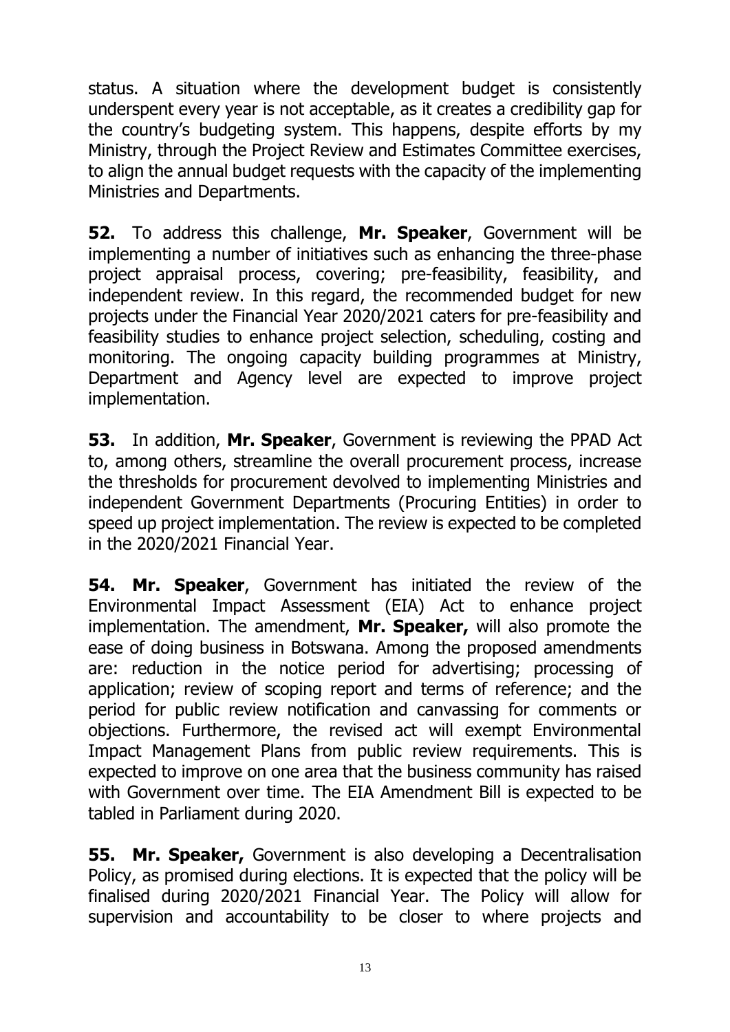status. A situation where the development budget is consistently underspent every year is not acceptable, as it creates a credibility gap for the country's budgeting system. This happens, despite efforts by my Ministry, through the Project Review and Estimates Committee exercises, to align the annual budget requests with the capacity of the implementing Ministries and Departments.

**52.** To address this challenge, **Mr. Speaker**, Government will be implementing a number of initiatives such as enhancing the three-phase project appraisal process, covering; pre-feasibility, feasibility, and independent review. In this regard, the recommended budget for new projects under the Financial Year 2020/2021 caters for pre-feasibility and feasibility studies to enhance project selection, scheduling, costing and monitoring. The ongoing capacity building programmes at Ministry, Department and Agency level are expected to improve project implementation.

**53.** In addition, **Mr. Speaker**, Government is reviewing the PPAD Act to, among others, streamline the overall procurement process, increase the thresholds for procurement devolved to implementing Ministries and independent Government Departments (Procuring Entities) in order to speed up project implementation. The review is expected to be completed in the 2020/2021 Financial Year.

**54. Mr. Speaker**, Government has initiated the review of the Environmental Impact Assessment (EIA) Act to enhance project implementation. The amendment, **Mr. Speaker,** will also promote the ease of doing business in Botswana. Among the proposed amendments are: reduction in the notice period for advertising; processing of application; review of scoping report and terms of reference; and the period for public review notification and canvassing for comments or objections. Furthermore, the revised act will exempt Environmental Impact Management Plans from public review requirements. This is expected to improve on one area that the business community has raised with Government over time. The EIA Amendment Bill is expected to be tabled in Parliament during 2020.

**55. Mr. Speaker,** Government is also developing a Decentralisation Policy, as promised during elections. It is expected that the policy will be finalised during 2020/2021 Financial Year. The Policy will allow for supervision and accountability to be closer to where projects and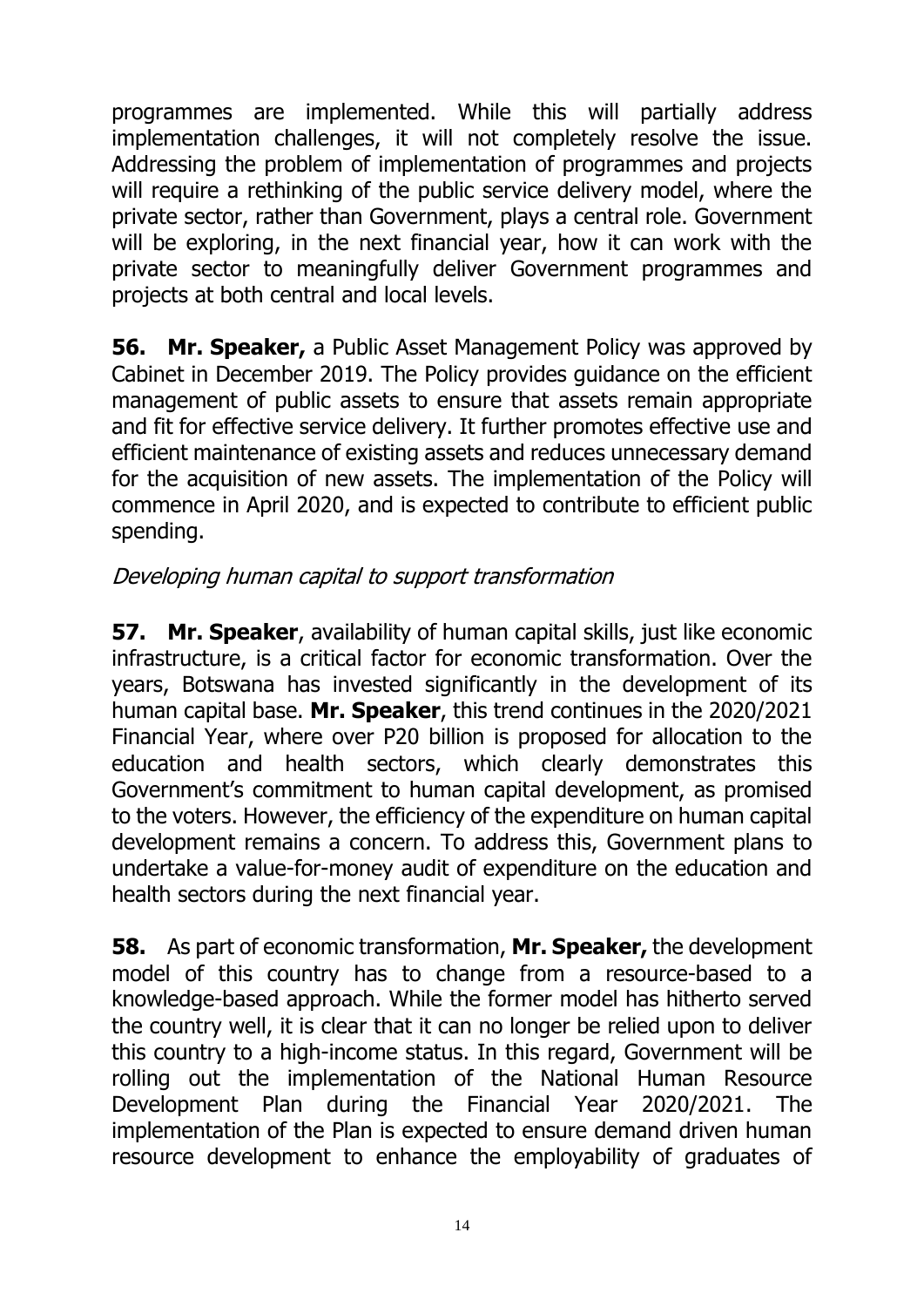programmes are implemented. While this will partially address implementation challenges, it will not completely resolve the issue. Addressing the problem of implementation of programmes and projects will require a rethinking of the public service delivery model, where the private sector, rather than Government, plays a central role. Government will be exploring, in the next financial year, how it can work with the private sector to meaningfully deliver Government programmes and projects at both central and local levels.

**56. Mr. Speaker,** a Public Asset Management Policy was approved by Cabinet in December 2019. The Policy provides guidance on the efficient management of public assets to ensure that assets remain appropriate and fit for effective service delivery. It further promotes effective use and efficient maintenance of existing assets and reduces unnecessary demand for the acquisition of new assets. The implementation of the Policy will commence in April 2020, and is expected to contribute to efficient public spending.

*Developing human capital to support transformation*

**57. Mr. Speaker**, availability of human capital skills, just like economic infrastructure, is a critical factor for economic transformation. Over the years, Botswana has invested significantly in the development of its human capital base. **Mr. Speaker**, this trend continues in the 2020/2021 Financial Year, where over P20 billion is proposed for allocation to the education and health sectors, which clearly demonstrates this Government's commitment to human capital development, as promised to the voters. However, the efficiency of the expenditure on human capital development remains a concern. To address this, Government plans to undertake a value-for-money audit of expenditure on the education and health sectors during the next financial year.

**58.** As part of economic transformation, **Mr. Speaker,** the development model of this country has to change from a resource-based to a knowledge-based approach. While the former model has hitherto served the country well, it is clear that it can no longer be relied upon to deliver this country to a high-income status. In this regard, Government will be rolling out the implementation of the National Human Resource Development Plan during the Financial Year 2020/2021. The implementation of the Plan is expected to ensure demand driven human resource development to enhance the employability of graduates of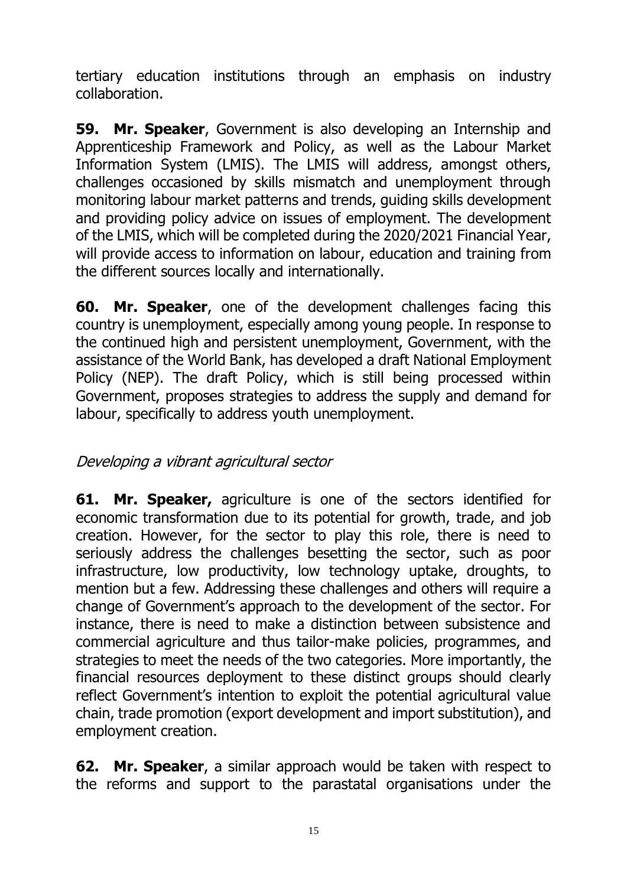tertiary education institutions through an emphasis on industry collaboration.

**59. Mr. Speaker**, Government is also developing an Internship and Apprenticeship Framework and Policy, as well as the Labour Market Information System (LMIS). The LMIS will address, amongst others, challenges occasioned by skills mismatch and unemployment through monitoring labour market patterns and trends, guiding skills development and providing policy advice on issues of employment. The development of the LMIS, which will be completed during the 2020/2021 Financial Year, will provide access to information on labour, education and training from the different sources locally and internationally.

**60. Mr. Speaker**, one of the development challenges facing this country is unemployment, especially among young people. In response to the continued high and persistent unemployment, Government, with the assistance of the World Bank, has developed a draft National Employment Policy (NEP). The draft Policy, which is still being processed within Government, proposes strategies to address the supply and demand for labour, specifically to address youth unemployment.

### *Developing a vibrant agricultural sector*

**61. Mr. Speaker,** agriculture is one of the sectors identified for economic transformation due to its potential for growth, trade, and job creation. However, for the sector to play this role, there is need to seriously address the challenges besetting the sector, such as poor infrastructure, low productivity, low technology uptake, droughts, to mention but a few. Addressing these challenges and others will require a change of Government's approach to the development of the sector. For instance, there is need to make a distinction between subsistence and commercial agriculture and thus tailor-make policies, programmes, and strategies to meet the needs of the two categories. More importantly, the financial resources deployment to these distinct groups should clearly reflect Government's intention to exploit the potential agricultural value chain, trade promotion (export development and import substitution), and employment creation.

**62. Mr. Speaker**, a similar approach would be taken with respect to the reforms and support to the parastatal organisations under the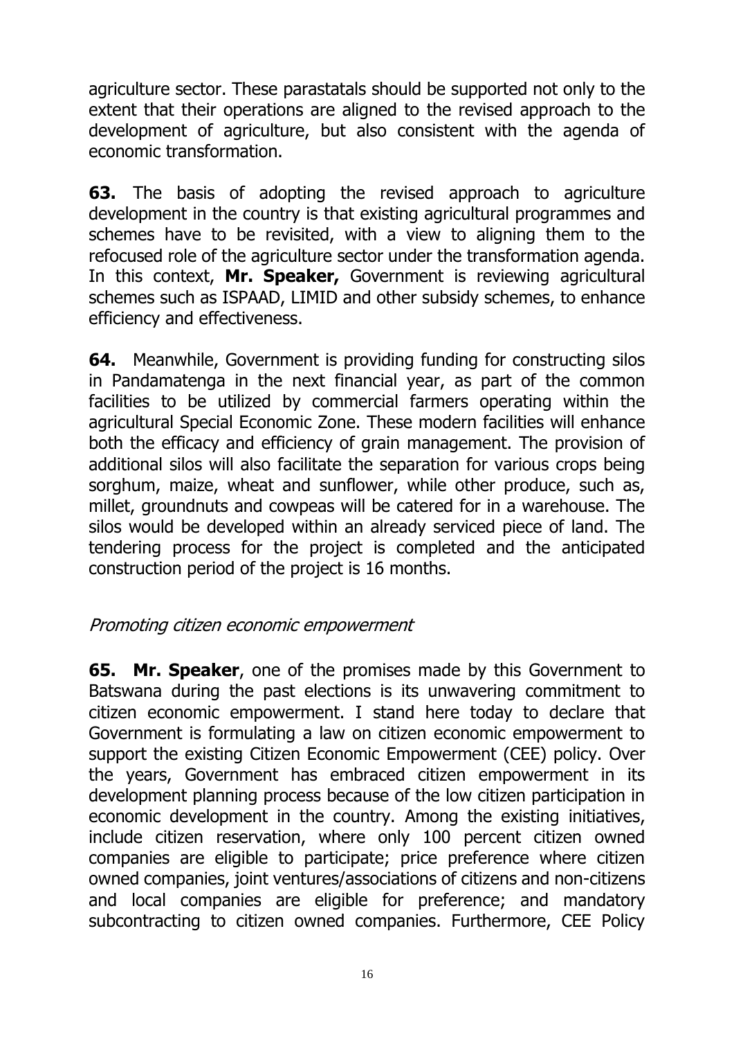agriculture sector. These parastatals should be supported not only to the extent that their operations are aligned to the revised approach to the development of agriculture, but also consistent with the agenda of economic transformation.

**63.** The basis of adopting the revised approach to agriculture development in the country is that existing agricultural programmes and schemes have to be revisited, with a view to aligning them to the refocused role of the agriculture sector under the transformation agenda. In this context, **Mr. Speaker,** Government is reviewing agricultural schemes such as ISPAAD, LIMID and other subsidy schemes, to enhance efficiency and effectiveness.

**64.** Meanwhile, Government is providing funding for constructing silos in Pandamatenga in the next financial year, as part of the common facilities to be utilized by commercial farmers operating within the agricultural Special Economic Zone. These modern facilities will enhance both the efficacy and efficiency of grain management. The provision of additional silos will also facilitate the separation for various crops being sorghum, maize, wheat and sunflower, while other produce, such as, millet, groundnuts and cowpeas will be catered for in a warehouse. The silos would be developed within an already serviced piece of land. The tendering process for the project is completed and the anticipated construction period of the project is 16 months.

*Promoting citizen economic empowerment*

**65. Mr. Speaker**, one of the promises made by this Government to Batswana during the past elections is its unwavering commitment to citizen economic empowerment. I stand here today to declare that Government is formulating a law on citizen economic empowerment to support the existing Citizen Economic Empowerment (CEE) policy. Over the years, Government has embraced citizen empowerment in its development planning process because of the low citizen participation in economic development in the country. Among the existing initiatives, include citizen reservation, where only 100 percent citizen owned companies are eligible to participate; price preference where citizen owned companies, joint ventures/associations of citizens and non-citizens and local companies are eligible for preference; and mandatory subcontracting to citizen owned companies. Furthermore, CEE Policy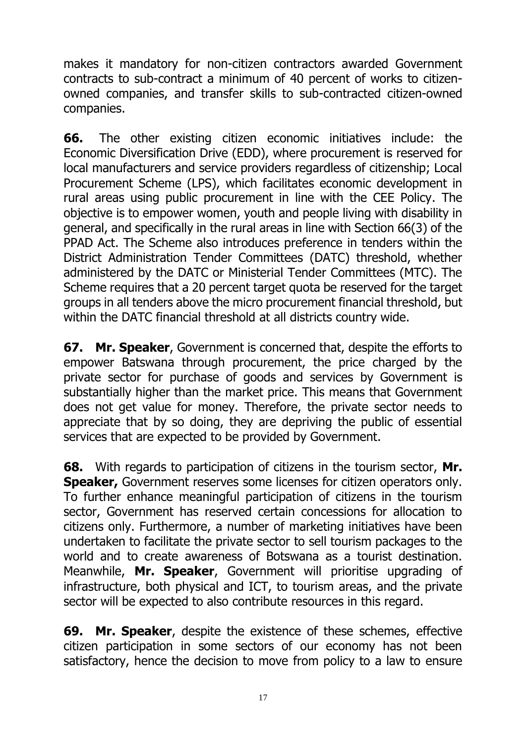makes it mandatory for non-citizen contractors awarded Government contracts to sub-contract a minimum of 40 percent of works to citizen-owned companies, and transfer skills to sub-contracted citizen-owned companies.

**66.** The other existing citizen economic initiatives include: the Economic Diversification Drive (EDD), where procurement is reserved for local manufacturers and service providers regardless of citizenship; Local Procurement Scheme (LPS), which facilitates economic development in rural areas using public procurement in line with the CEE Policy. The objective is to empower women, youth and people living with disability in general, and specifically in the rural areas in line with Section 66(3) of the PPAD Act. The Scheme also introduces preference in tenders within the District Administration Tender Committees (DATC) threshold, whether administered by the DATC or Ministerial Tender Committees (MTC). The Scheme requires that a 20 percent target quota be reserved for the target groups in all tenders above the micro procurement financial threshold, but within the DATC financial threshold at all districts country wide.

**67. Mr. Speaker**, Government is concerned that, despite the efforts to empower Batswana through procurement, the price charged by the private sector for purchase of goods and services by Government is substantially higher than the market price. This means that Government does not get value for money. Therefore, the private sector needs to appreciate that by so doing, they are depriving the public of essential services that are expected to be provided by Government.

**68.** With regards to participation of citizens in the tourism sector, **Mr. Speaker,** Government reserves some licenses for citizen operators only. To further enhance meaningful participation of citizens in the tourism sector, Government has reserved certain concessions for allocation to citizens only. Furthermore, a number of marketing initiatives have been undertaken to facilitate the private sector to sell tourism packages to the world and to create awareness of Botswana as a tourist destination. Meanwhile, **Mr. Speaker**, Government will prioritise upgrading of infrastructure, both physical and ICT, to tourism areas, and the private sector will be expected to also contribute resources in this regard.

**69. Mr. Speaker**, despite the existence of these schemes, effective citizen participation in some sectors of our economy has not been satisfactory, hence the decision to move from policy to a law to ensure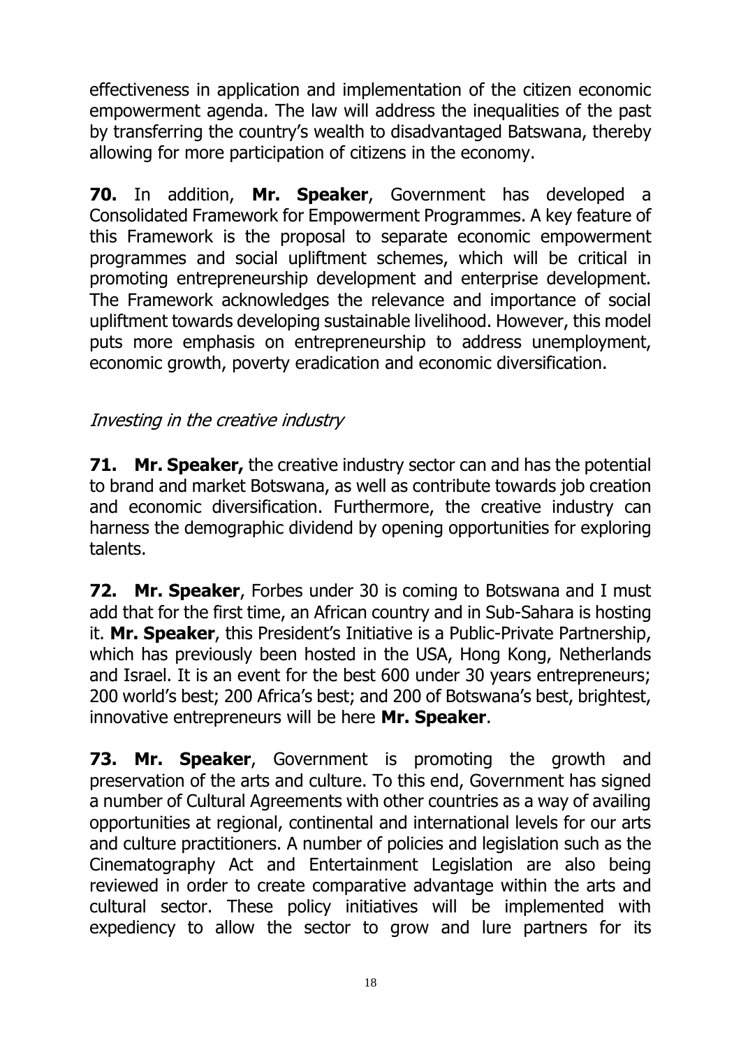effectiveness in application and implementation of the citizen economic empowerment agenda. The law will address the inequalities of the past by transferring the country's wealth to disadvantaged Batswana, thereby allowing for more participation of citizens in the economy.

**70.** In addition, **Mr. Speaker**, Government has developed a Consolidated Framework for Empowerment Programmes. A key feature of this Framework is the proposal to separate economic empowerment programmes and social upliftment schemes, which will be critical in promoting entrepreneurship development and enterprise development. The Framework acknowledges the relevance and importance of social upliftment towards developing sustainable livelihood. However, this model puts more emphasis on entrepreneurship to address unemployment, economic growth, poverty eradication and economic diversification.

*Investing in the creative industry*

**71. Mr. Speaker,** the creative industry sector can and has the potential to brand and market Botswana, as well as contribute towards job creation and economic diversification. Furthermore, the creative industry can harness the demographic dividend by opening opportunities for exploring talents.

**72. Mr. Speaker**, Forbes under 30 is coming to Botswana and I must add that for the first time, an African country and in Sub-Sahara is hosting it. **Mr. Speaker**, this President's Initiative is a Public-Private Partnership, which has previously been hosted in the USA, Hong Kong, Netherlands and Israel. It is an event for the best 600 under 30 years entrepreneurs; 200 world's best; 200 Africa's best; and 200 of Botswana's best, brightest, innovative entrepreneurs will be here **Mr. Speaker**.

**73. Mr. Speaker**, Government is promoting the growth and preservation of the arts and culture. To this end, Government has signed a number of Cultural Agreements with other countries as a way of availing opportunities at regional, continental and international levels for our arts and culture practitioners. A number of policies and legislation such as the Cinematography Act and Entertainment Legislation are also being reviewed in order to create comparative advantage within the arts and cultural sector. These policy initiatives will be implemented with expediency to allow the sector to grow and lure partners for its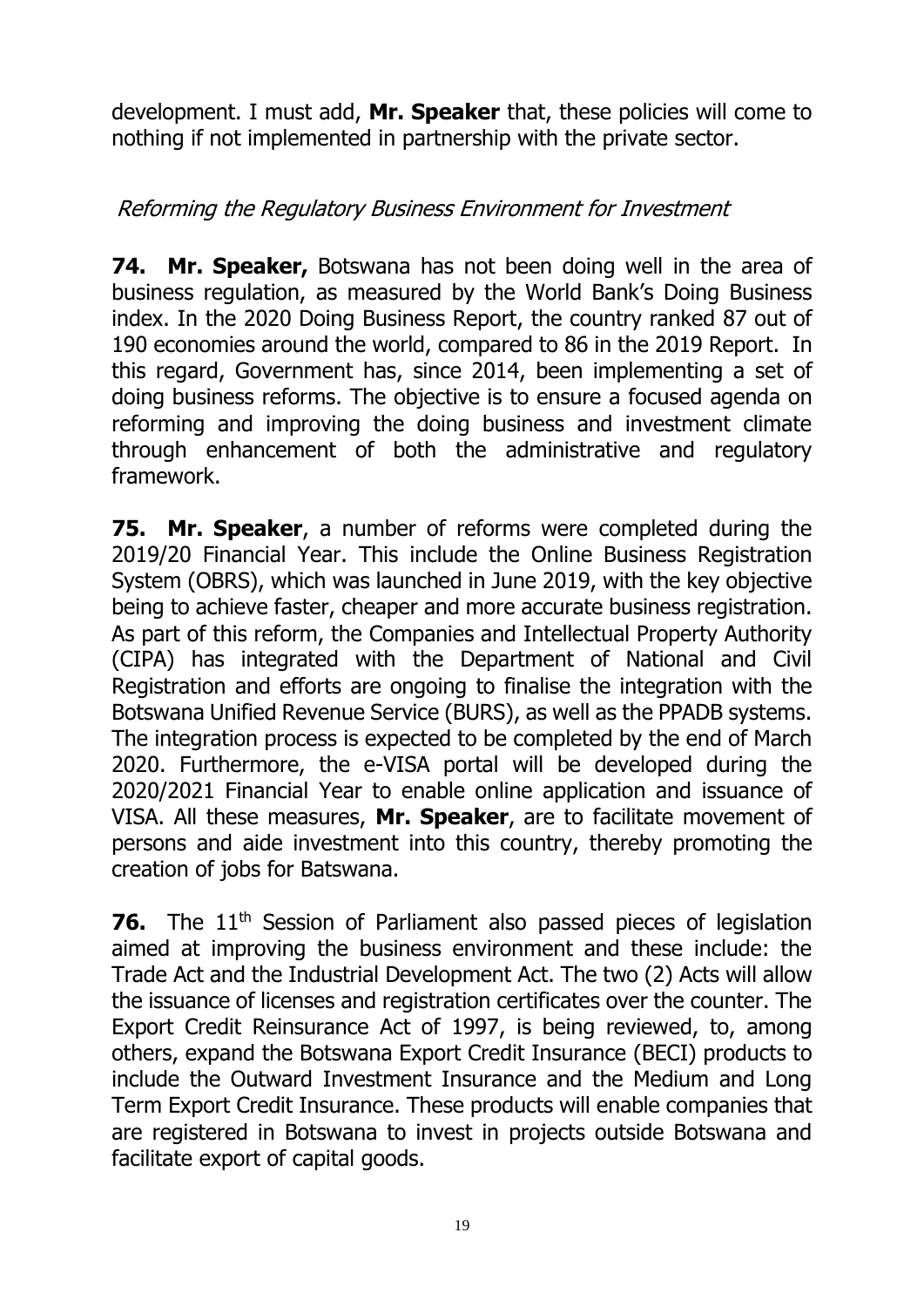development. I must add, **Mr. Speaker** that, these policies will come to nothing if not implemented in partnership with the private sector.

### *Reforming the Regulatory Business Environment for Investment*

**74. Mr. Speaker,** Botswana has not been doing well in the area of business regulation, as measured by the World Bank's Doing Business index. In the 2020 Doing Business Report, the country ranked 87 out of 190 economies around the world, compared to 86 in the 2019 Report. In this regard, Government has, since 2014, been implementing a set of doing business reforms. The objective is to ensure a focused agenda on reforming and improving the doing business and investment climate through enhancement of both the administrative and regulatory framework.

**75. Mr. Speaker**, a number of reforms were completed during the 2019/20 Financial Year. This include the Online Business Registration System (OBRS), which was launched in June 2019, with the key objective being to achieve faster, cheaper and more accurate business registration. As part of this reform, the Companies and Intellectual Property Authority (CIPA) has integrated with the Department of National and Civil Registration and efforts are ongoing to finalise the integration with the Botswana Unified Revenue Service (BURS), as well as the PPADB systems. The integration process is expected to be completed by the end of March 2020. Furthermore, the e-VISA portal will be developed during the 2020/2021 Financial Year to enable online application and issuance of VISA. All these measures, **Mr. Speaker**, are to facilitate movement of persons and aide investment into this country, thereby promoting the creation of jobs for Batswana.

**76.** The 11th Session of Parliament also passed pieces of legislation aimed at improving the business environment and these include: the Trade Act and the Industrial Development Act. The two (2) Acts will allow the issuance of licenses and registration certificates over the counter. The Export Credit Reinsurance Act of 1997, is being reviewed, to, among others, expand the Botswana Export Credit Insurance (BECI) products to include the Outward Investment Insurance and the Medium and Long Term Export Credit Insurance. These products will enable companies that are registered in Botswana to invest in projects outside Botswana and facilitate export of capital goods.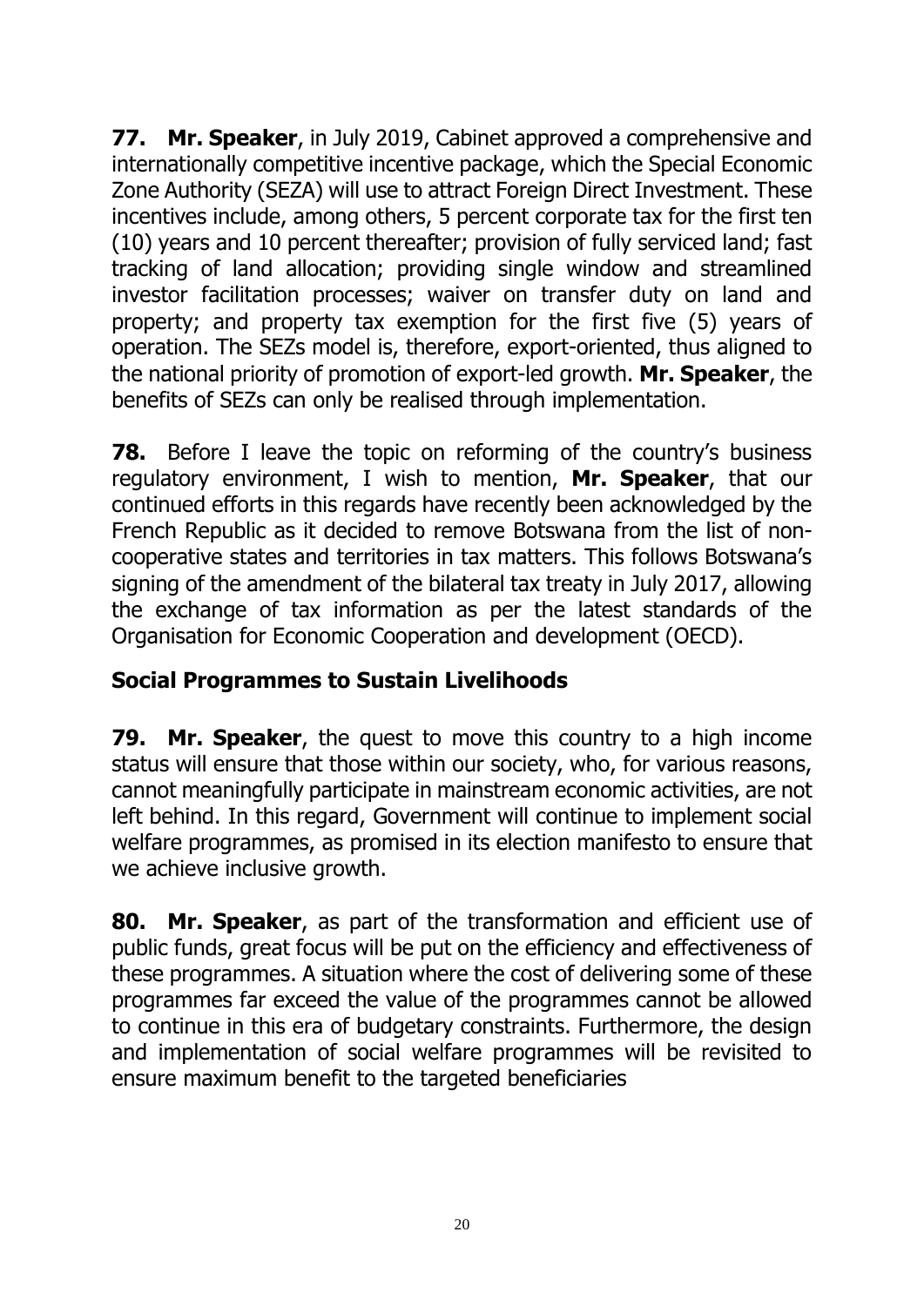**77. Mr. Speaker**, in July 2019, Cabinet approved a comprehensive and internationally competitive incentive package, which the Special Economic Zone Authority (SEZA) will use to attract Foreign Direct Investment. These incentives include, among others, 5 percent corporate tax for the first ten (10) years and 10 percent thereafter; provision of fully serviced land; fast tracking of land allocation; providing single window and streamlined investor facilitation processes; waiver on transfer duty on land and property; and property tax exemption for the first five (5) years of operation. The SEZs model is, therefore, export-oriented, thus aligned to the national priority of promotion of export-led growth. **Mr. Speaker**, the benefits of SEZs can only be realised through implementation.

**78.** Before I leave the topic on reforming of the country's business regulatory environment, I wish to mention, **Mr. Speaker**, that our continued efforts in this regards have recently been acknowledged by the French Republic as it decided to remove Botswana from the list of non-cooperative states and territories in tax matters. This follows Botswana's signing of the amendment of the bilateral tax treaty in July 2017, allowing the exchange of tax information as per the latest standards of the Organisation for Economic Cooperation and development (OECD).

### Social Programmes to Sustain Livelihoods

**79. Mr. Speaker**, the quest to move this country to a high income status will ensure that those within our society, who, for various reasons, cannot meaningfully participate in mainstream economic activities, are not left behind. In this regard, Government will continue to implement social welfare programmes, as promised in its election manifesto to ensure that we achieve inclusive growth.

**80. Mr. Speaker**, as part of the transformation and efficient use of public funds, great focus will be put on the efficiency and effectiveness of these programmes. A situation where the cost of delivering some of these programmes far exceed the value of the programmes cannot be allowed to continue in this era of budgetary constraints. Furthermore, the design and implementation of social welfare programmes will be revisited to ensure maximum benefit to the targeted beneficiaries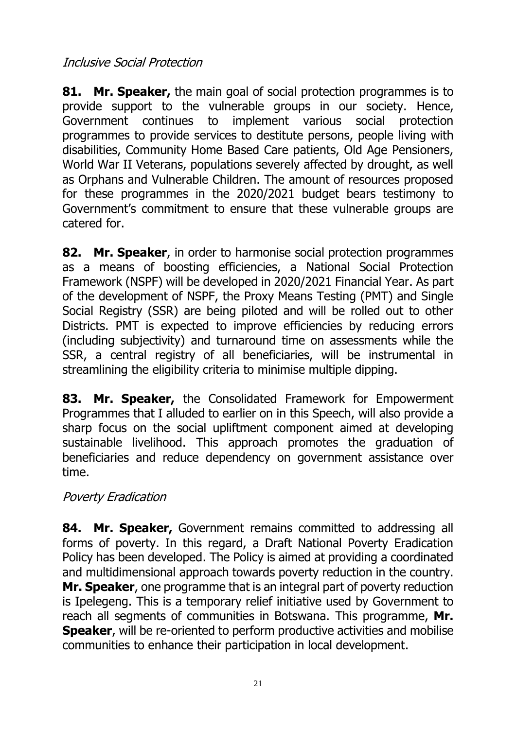*Inclusive Social Protection*

**81. Mr. Speaker,** the main goal of social protection programmes is to provide support to the vulnerable groups in our society. Hence, Government continues to implement various social protection programmes to provide services to destitute persons, people living with disabilities, Community Home Based Care patients, Old Age Pensioners, World War II Veterans, populations severely affected by drought, as well as Orphans and Vulnerable Children. The amount of resources proposed for these programmes in the 2020/2021 budget bears testimony to Government's commitment to ensure that these vulnerable groups are catered for.

**82. Mr. Speaker**, in order to harmonise social protection programmes as a means of boosting efficiencies, a National Social Protection Framework (NSPF) will be developed in 2020/2021 Financial Year. As part of the development of NSPF, the Proxy Means Testing (PMT) and Single Social Registry (SSR) are being piloted and will be rolled out to other Districts. PMT is expected to improve efficiencies by reducing errors (including subjectivity) and turnaround time on assessments while the SSR, a central registry of all beneficiaries, will be instrumental in streamlining the eligibility criteria to minimise multiple dipping.

**83. Mr. Speaker,** the Consolidated Framework for Empowerment Programmes that I alluded to earlier on in this Speech, will also provide a sharp focus on the social upliftment component aimed at developing sustainable livelihood. This approach promotes the graduation of beneficiaries and reduce dependency on government assistance over time.

*Poverty Eradication*

**84. Mr. Speaker,** Government remains committed to addressing all forms of poverty. In this regard, a Draft National Poverty Eradication Policy has been developed. The Policy is aimed at providing a coordinated and multidimensional approach towards poverty reduction in the country. **Mr. Speaker**, one programme that is an integral part of poverty reduction is Ipelegeng. This is a temporary relief initiative used by Government to reach all segments of communities in Botswana. This programme, **Mr. Speaker**, will be re-oriented to perform productive activities and mobilise communities to enhance their participation in local development.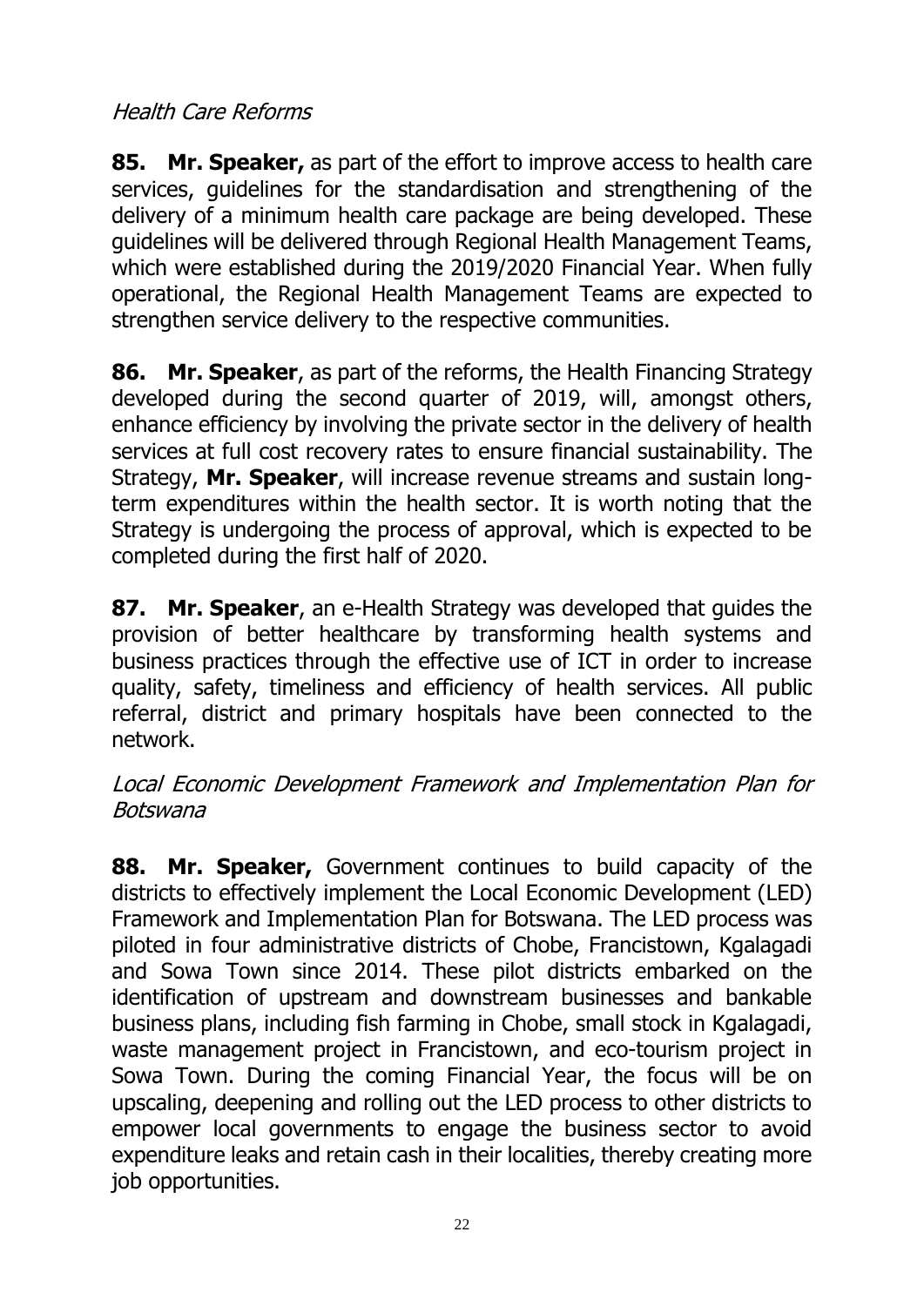*Health Care Reforms*

**85. Mr. Speaker,** as part of the effort to improve access to health care services, guidelines for the standardisation and strengthening of the delivery of a minimum health care package are being developed. These guidelines will be delivered through Regional Health Management Teams, which were established during the 2019/2020 Financial Year. When fully operational, the Regional Health Management Teams are expected to strengthen service delivery to the respective communities.

**86. Mr. Speaker**, as part of the reforms, the Health Financing Strategy developed during the second quarter of 2019, will, amongst others, enhance efficiency by involving the private sector in the delivery of health services at full cost recovery rates to ensure financial sustainability. The Strategy, **Mr. Speaker**, will increase revenue streams and sustain long-term expenditures within the health sector. It is worth noting that the Strategy is undergoing the process of approval, which is expected to be completed during the first half of 2020.

**87. Mr. Speaker**, an e-Health Strategy was developed that guides the provision of better healthcare by transforming health systems and business practices through the effective use of ICT in order to increase quality, safety, timeliness and efficiency of health services. All public referral, district and primary hospitals have been connected to the network.

*Local Economic Development Framework and Implementation Plan for Botswana*

**88. Mr. Speaker,** Government continues to build capacity of the districts to effectively implement the Local Economic Development (LED) Framework and Implementation Plan for Botswana. The LED process was piloted in four administrative districts of Chobe, Francistown, Kgalagadi and Sowa Town since 2014. These pilot districts embarked on the identification of upstream and downstream businesses and bankable business plans, including fish farming in Chobe, small stock in Kgalagadi, waste management project in Francistown, and eco-tourism project in Sowa Town. During the coming Financial Year, the focus will be on upscaling, deepening and rolling out the LED process to other districts to empower local governments to engage the business sector to avoid expenditure leaks and retain cash in their localities, thereby creating more job opportunities.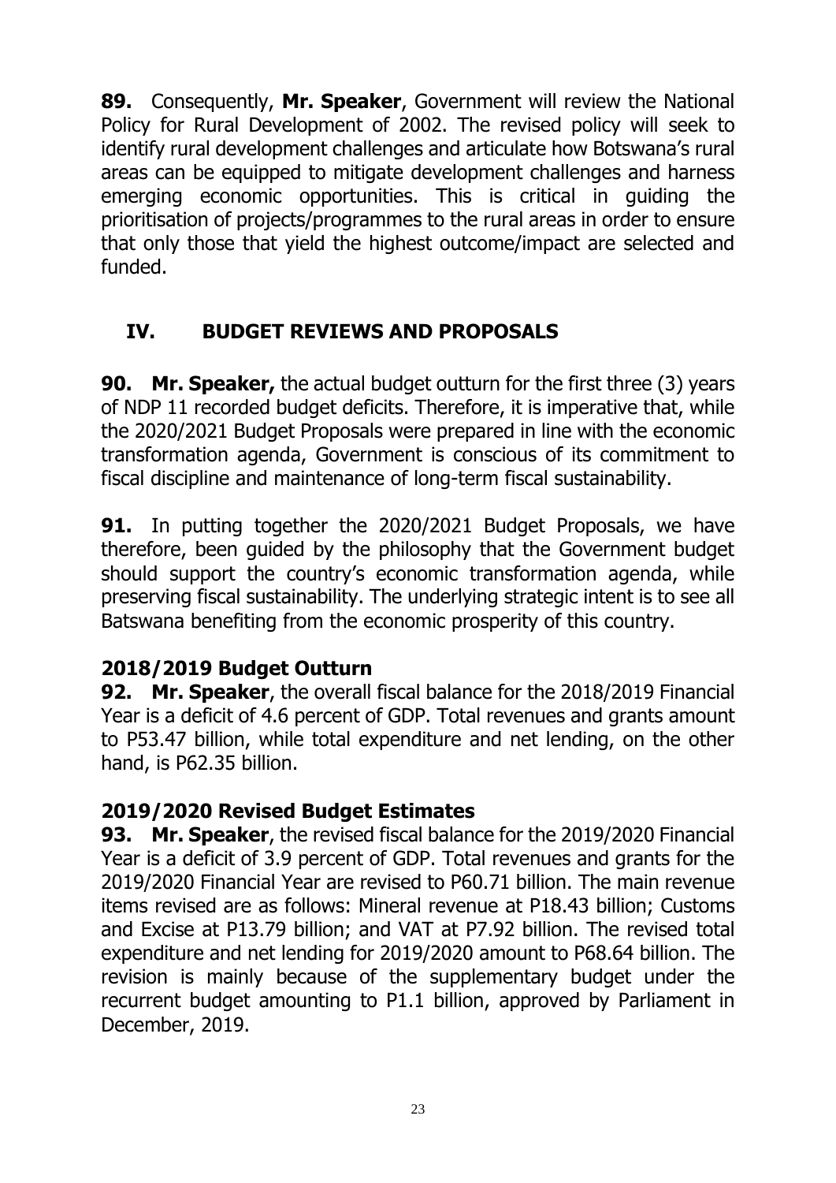**89.** Consequently, **Mr. Speaker**, Government will review the National Policy for Rural Development of 2002. The revised policy will seek to identify rural development challenges and articulate how Botswana's rural areas can be equipped to mitigate development challenges and harness emerging economic opportunities. This is critical in guiding the prioritisation of projects/programmes to the rural areas in order to ensure that only those that yield the highest outcome/impact are selected and funded.

## IV. BUDGET REVIEWS AND PROPOSALS

**90. Mr. Speaker,** the actual budget outturn for the first three (3) years of NDP 11 recorded budget deficits. Therefore, it is imperative that, while the 2020/2021 Budget Proposals were prepared in line with the economic transformation agenda, Government is conscious of its commitment to fiscal discipline and maintenance of long-term fiscal sustainability.

**91.** In putting together the 2020/2021 Budget Proposals, we have therefore, been guided by the philosophy that the Government budget should support the country's economic transformation agenda, while preserving fiscal sustainability. The underlying strategic intent is to see all Batswana benefiting from the economic prosperity of this country.

### 2018/2019 Budget Outturn

**92. Mr. Speaker**, the overall fiscal balance for the 2018/2019 Financial Year is a deficit of 4.6 percent of GDP. Total revenues and grants amount to P53.47 billion, while total expenditure and net lending, on the other hand, is P62.35 billion.

### 2019/2020 Revised Budget Estimates

**93. Mr. Speaker**, the revised fiscal balance for the 2019/2020 Financial Year is a deficit of 3.9 percent of GDP. Total revenues and grants for the 2019/2020 Financial Year are revised to P60.71 billion. The main revenue items revised are as follows: Mineral revenue at P18.43 billion; Customs and Excise at P13.79 billion; and VAT at P7.92 billion. The revised total expenditure and net lending for 2019/2020 amount to P68.64 billion. The revision is mainly because of the supplementary budget under the recurrent budget amounting to P1.1 billion, approved by Parliament in December, 2019.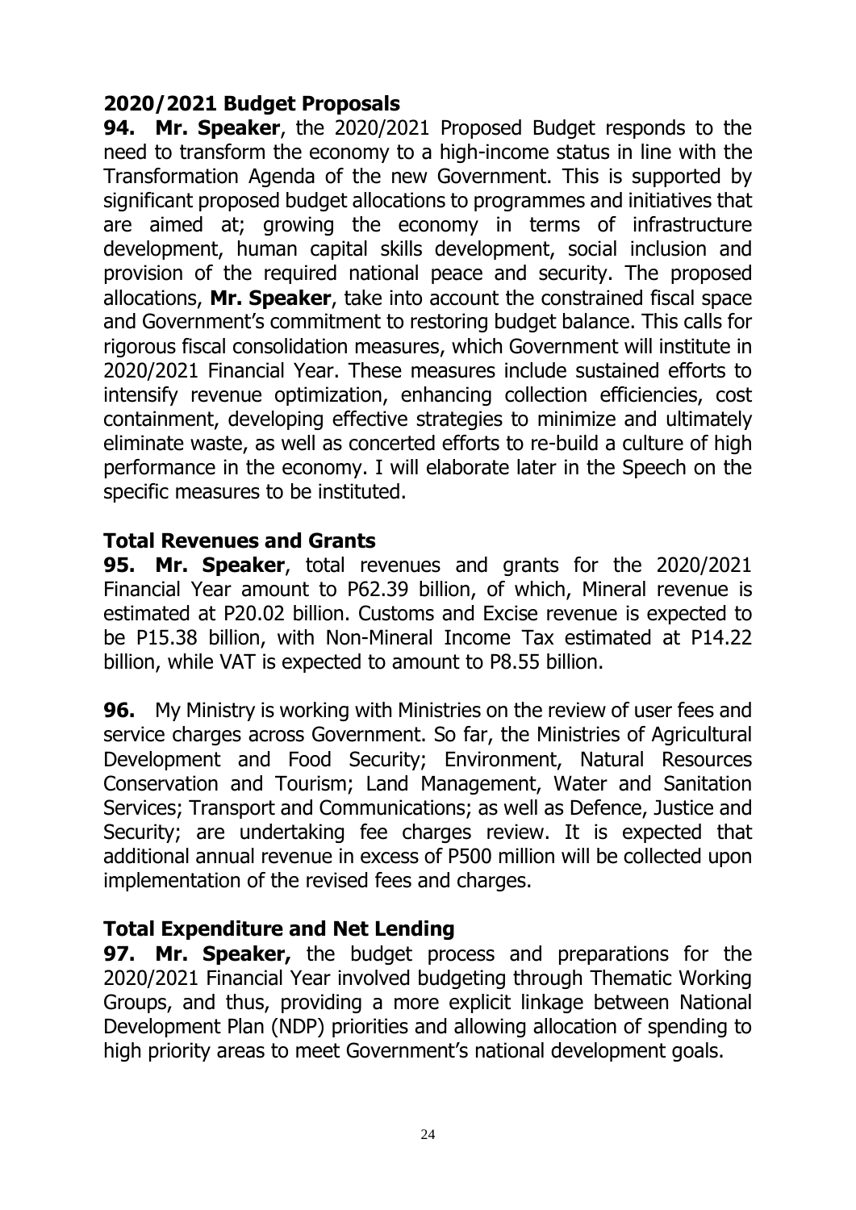## 2020/2021 Budget Proposals

**94. Mr. Speaker**, the 2020/2021 Proposed Budget responds to the need to transform the economy to a high-income status in line with the Transformation Agenda of the new Government. This is supported by significant proposed budget allocations to programmes and initiatives that are aimed at; growing the economy in terms of infrastructure development, human capital skills development, social inclusion and provision of the required national peace and security. The proposed allocations, **Mr. Speaker**, take into account the constrained fiscal space and Government's commitment to restoring budget balance. This calls for rigorous fiscal consolidation measures, which Government will institute in 2020/2021 Financial Year. These measures include sustained efforts to intensify revenue optimization, enhancing collection efficiencies, cost containment, developing effective strategies to minimize and ultimately eliminate waste, as well as concerted efforts to re-build a culture of high performance in the economy. I will elaborate later in the Speech on the specific measures to be instituted.

## Total Revenues and Grants

**95. Mr. Speaker**, total revenues and grants for the 2020/2021 Financial Year amount to P62.39 billion, of which, Mineral revenue is estimated at P20.02 billion. Customs and Excise revenue is expected to be P15.38 billion, with Non-Mineral Income Tax estimated at P14.22 billion, while VAT is expected to amount to P8.55 billion.

**96.** My Ministry is working with Ministries on the review of user fees and service charges across Government. So far, the Ministries of Agricultural Development and Food Security; Environment, Natural Resources Conservation and Tourism; Land Management, Water and Sanitation Services; Transport and Communications; as well as Defence, Justice and Security; are undertaking fee charges review. It is expected that additional annual revenue in excess of P500 million will be collected upon implementation of the revised fees and charges.

## Total Expenditure and Net Lending

**97. Mr. Speaker,** the budget process and preparations for the 2020/2021 Financial Year involved budgeting through Thematic Working Groups, and thus, providing a more explicit linkage between National Development Plan (NDP) priorities and allowing allocation of spending to high priority areas to meet Government's national development goals.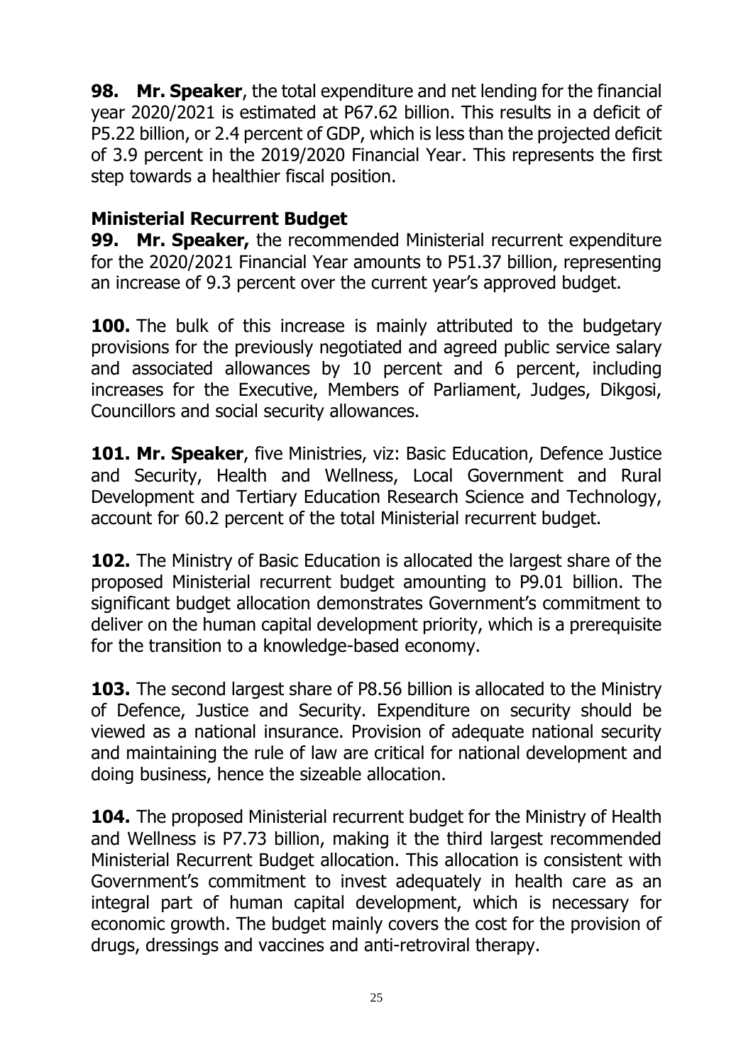**98. Mr. Speaker**, the total expenditure and net lending for the financial year 2020/2021 is estimated at P67.62 billion. This results in a deficit of P5.22 billion, or 2.4 percent of GDP, which is less than the projected deficit of 3.9 percent in the 2019/2020 Financial Year. This represents the first step towards a healthier fiscal position.

## Ministerial Recurrent Budget

**99. Mr. Speaker,** the recommended Ministerial recurrent expenditure for the 2020/2021 Financial Year amounts to P51.37 billion, representing an increase of 9.3 percent over the current year's approved budget.

**100.** The bulk of this increase is mainly attributed to the budgetary provisions for the previously negotiated and agreed public service salary and associated allowances by 10 percent and 6 percent, including increases for the Executive, Members of Parliament, Judges, Dikgosi, Councillors and social security allowances.

**101. Mr. Speaker**, five Ministries, viz: Basic Education, Defence Justice and Security, Health and Wellness, Local Government and Rural Development and Tertiary Education Research Science and Technology, account for 60.2 percent of the total Ministerial recurrent budget.

**102.** The Ministry of Basic Education is allocated the largest share of the proposed Ministerial recurrent budget amounting to P9.01 billion. The significant budget allocation demonstrates Government's commitment to deliver on the human capital development priority, which is a prerequisite for the transition to a knowledge-based economy.

**103.** The second largest share of P8.56 billion is allocated to the Ministry of Defence, Justice and Security. Expenditure on security should be viewed as a national insurance. Provision of adequate national security and maintaining the rule of law are critical for national development and doing business, hence the sizeable allocation.

**104.** The proposed Ministerial recurrent budget for the Ministry of Health and Wellness is P7.73 billion, making it the third largest recommended Ministerial Recurrent Budget allocation. This allocation is consistent with Government's commitment to invest adequately in health care as an integral part of human capital development, which is necessary for economic growth. The budget mainly covers the cost for the provision of drugs, dressings and vaccines and anti-retroviral therapy.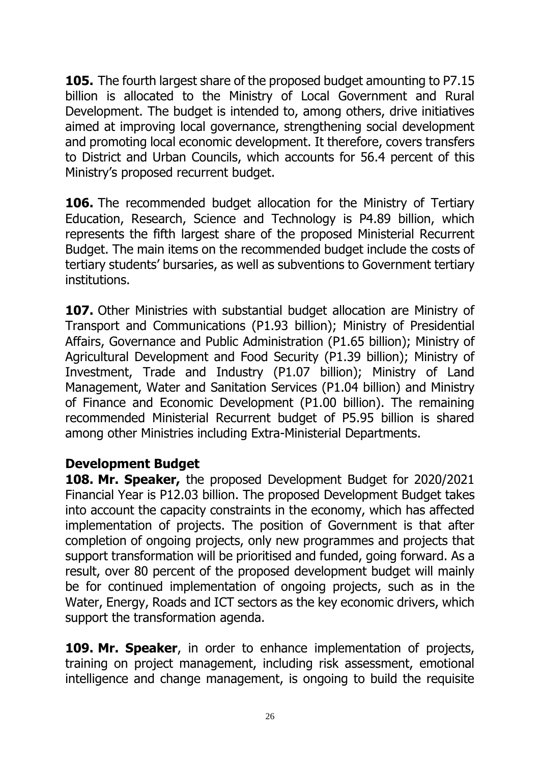**105.** The fourth largest share of the proposed budget amounting to P7.15 billion is allocated to the Ministry of Local Government and Rural Development. The budget is intended to, among others, drive initiatives aimed at improving local governance, strengthening social development and promoting local economic development. It therefore, covers transfers to District and Urban Councils, which accounts for 56.4 percent of this Ministry's proposed recurrent budget.

**106.** The recommended budget allocation for the Ministry of Tertiary Education, Research, Science and Technology is P4.89 billion, which represents the fifth largest share of the proposed Ministerial Recurrent Budget. The main items on the recommended budget include the costs of tertiary students' bursaries, as well as subventions to Government tertiary institutions.

**107.** Other Ministries with substantial budget allocation are Ministry of Transport and Communications (P1.93 billion); Ministry of Presidential Affairs, Governance and Public Administration (P1.65 billion); Ministry of Agricultural Development and Food Security (P1.39 billion); Ministry of Investment, Trade and Industry (P1.07 billion); Ministry of Land Management, Water and Sanitation Services (P1.04 billion) and Ministry of Finance and Economic Development (P1.00 billion). The remaining recommended Ministerial Recurrent budget of P5.95 billion is shared among other Ministries including Extra-Ministerial Departments.

### Development Budget

**108. Mr. Speaker,** the proposed Development Budget for 2020/2021 Financial Year is P12.03 billion. The proposed Development Budget takes into account the capacity constraints in the economy, which has affected implementation of projects. The position of Government is that after completion of ongoing projects, only new programmes and projects that support transformation will be prioritised and funded, going forward. As a result, over 80 percent of the proposed development budget will mainly be for continued implementation of ongoing projects, such as in the Water, Energy, Roads and ICT sectors as the key economic drivers, which support the transformation agenda.

**109. Mr. Speaker**, in order to enhance implementation of projects, training on project management, including risk assessment, emotional intelligence and change management, is ongoing to build the requisite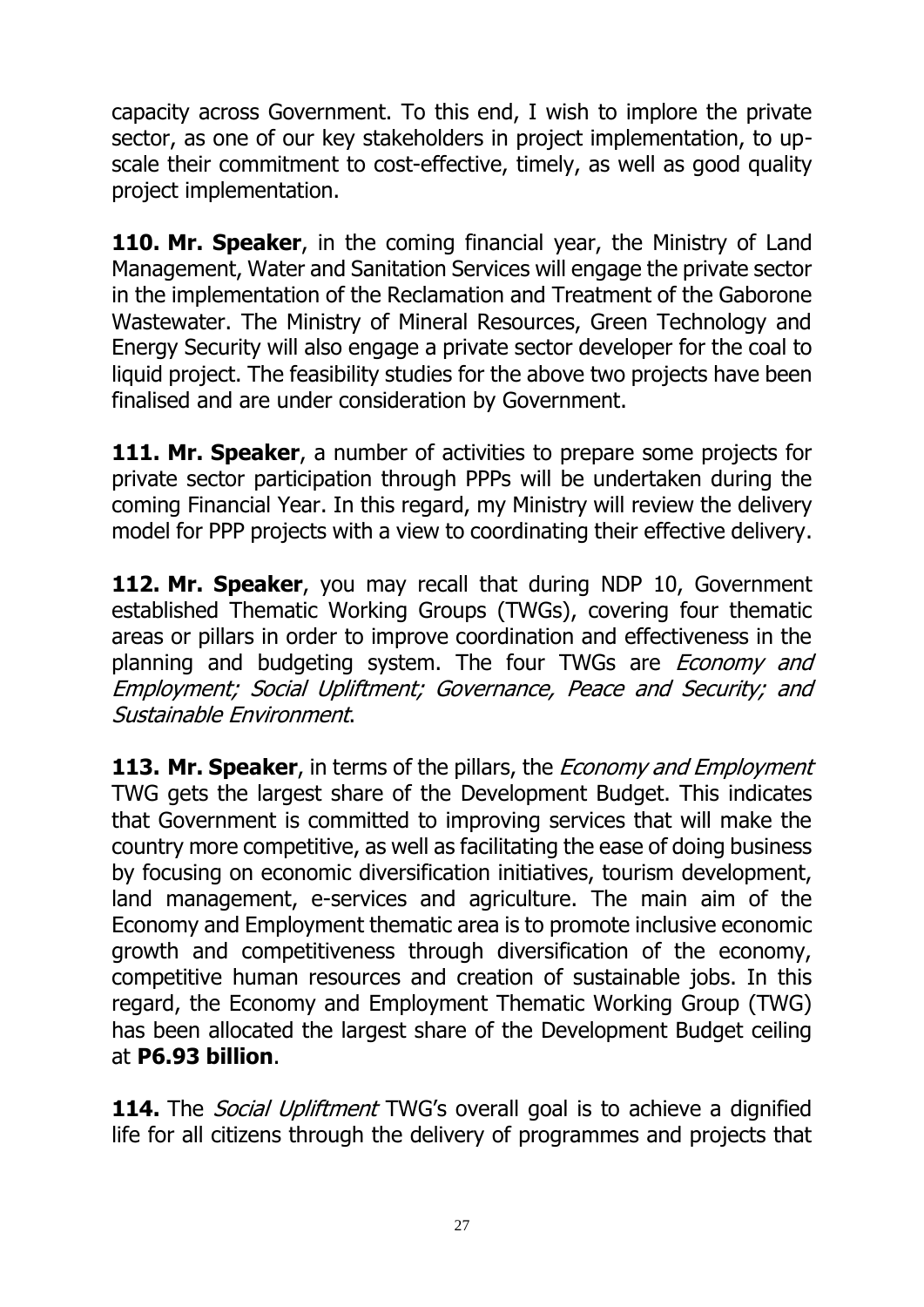capacity across Government. To this end, I wish to implore the private sector, as one of our key stakeholders in project implementation, to up-scale their commitment to cost-effective, timely, as well as good quality project implementation.

**110. Mr. Speaker**, in the coming financial year, the Ministry of Land Management, Water and Sanitation Services will engage the private sector in the implementation of the Reclamation and Treatment of the Gaborone Wastewater. The Ministry of Mineral Resources, Green Technology and Energy Security will also engage a private sector developer for the coal to liquid project. The feasibility studies for the above two projects have been finalised and are under consideration by Government.

**111. Mr. Speaker**, a number of activities to prepare some projects for private sector participation through PPPs will be undertaken during the coming Financial Year. In this regard, my Ministry will review the delivery model for PPP projects with a view to coordinating their effective delivery.

**112. Mr. Speaker**, you may recall that during NDP 10, Government established Thematic Working Groups (TWGs), covering four thematic areas or pillars in order to improve coordination and effectiveness in the planning and budgeting system. The four TWGs are *Economy and Employment; Social Upliftment; Governance, Peace and Security; and Sustainable Environment*.

**113. Mr. Speaker**, in terms of the pillars, the *Economy and Employment* TWG gets the largest share of the Development Budget. This indicates that Government is committed to improving services that will make the country more competitive, as well as facilitating the ease of doing business by focusing on economic diversification initiatives, tourism development, land management, e-services and agriculture. The main aim of the Economy and Employment thematic area is to promote inclusive economic growth and competitiveness through diversification of the economy, competitive human resources and creation of sustainable jobs. In this regard, the Economy and Employment Thematic Working Group (TWG) has been allocated the largest share of the Development Budget ceiling at **P6.93 billion**.

**114.** The *Social Upliftment* TWG's overall goal is to achieve a dignified life for all citizens through the delivery of programmes and projects that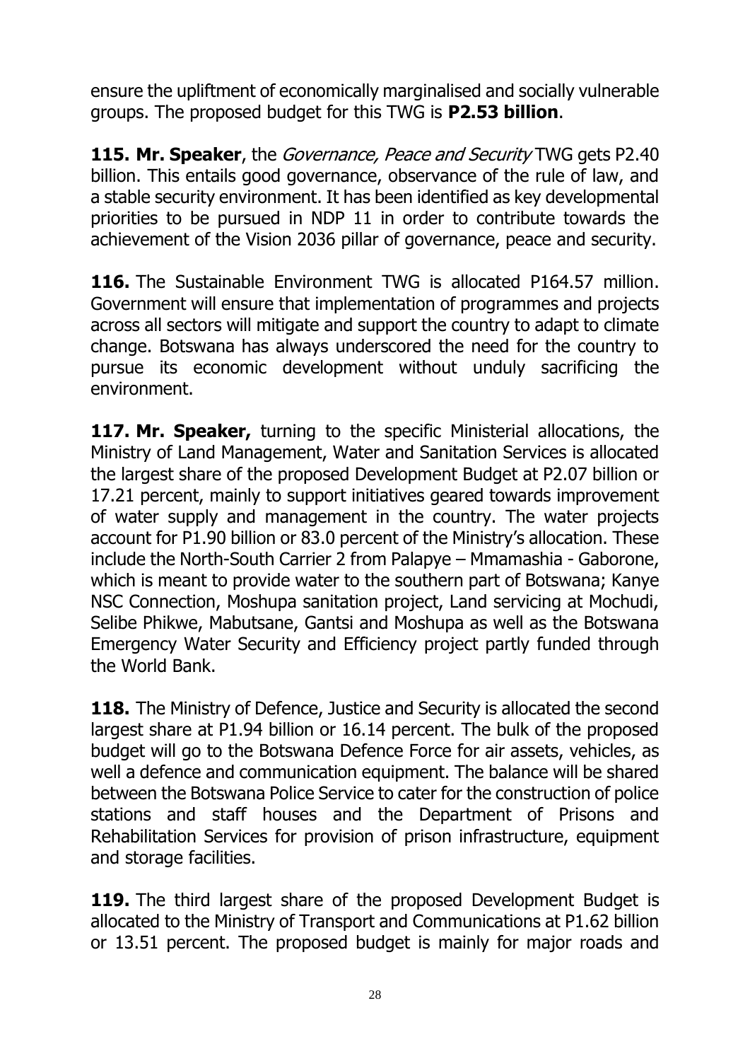ensure the upliftment of economically marginalised and socially vulnerable groups. The proposed budget for this TWG is **P2.53 billion**.

**115. Mr. Speaker**, the *Governance, Peace and Security* TWG gets P2.40 billion. This entails good governance, observance of the rule of law, and a stable security environment. It has been identified as key developmental priorities to be pursued in NDP 11 in order to contribute towards the achievement of the Vision 2036 pillar of governance, peace and security.

**116.** The Sustainable Environment TWG is allocated P164.57 million. Government will ensure that implementation of programmes and projects across all sectors will mitigate and support the country to adapt to climate change. Botswana has always underscored the need for the country to pursue its economic development without unduly sacrificing the environment.

**117. Mr. Speaker,** turning to the specific Ministerial allocations, the Ministry of Land Management, Water and Sanitation Services is allocated the largest share of the proposed Development Budget at P2.07 billion or 17.21 percent, mainly to support initiatives geared towards improvement of water supply and management in the country. The water projects account for P1.90 billion or 83.0 percent of the Ministry's allocation. These include the North-South Carrier 2 from Palapye – Mmamashia - Gaborone, which is meant to provide water to the southern part of Botswana; Kanye NSC Connection, Moshupa sanitation project, Land servicing at Mochudi, Selibe Phikwe, Mabutsane, Gantsi and Moshupa as well as the Botswana Emergency Water Security and Efficiency project partly funded through the World Bank.

**118.** The Ministry of Defence, Justice and Security is allocated the second largest share at P1.94 billion or 16.14 percent. The bulk of the proposed budget will go to the Botswana Defence Force for air assets, vehicles, as well a defence and communication equipment. The balance will be shared between the Botswana Police Service to cater for the construction of police stations and staff houses and the Department of Prisons and Rehabilitation Services for provision of prison infrastructure, equipment and storage facilities.

**119.** The third largest share of the proposed Development Budget is allocated to the Ministry of Transport and Communications at P1.62 billion or 13.51 percent. The proposed budget is mainly for major roads and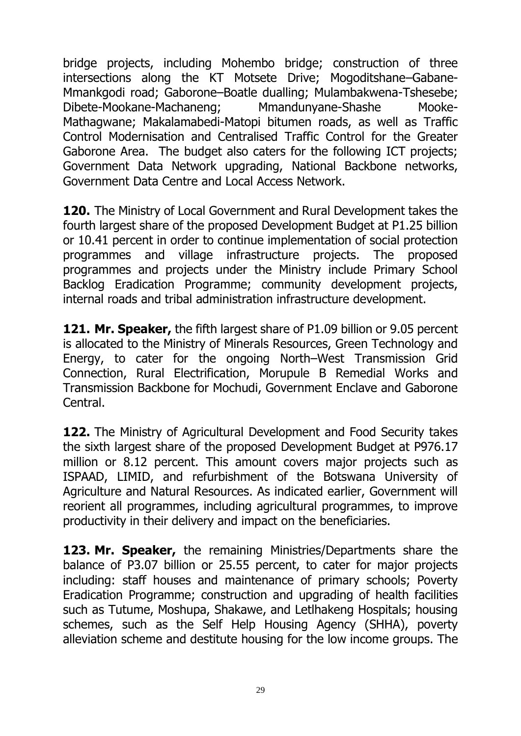bridge projects, including Mohembo bridge; construction of three intersections along the KT Motsete Drive; Mogoditshane–Gabane-Mmankgodi road; Gaborone–Boatle dualling; Mulambakwena-Tshesebe; Dibete-Mookane-Machaneng; Mmandunyane-Shashe Mooke-Mathagwane; Makalamabedi-Matopi bitumen roads, as well as Traffic Control Modernisation and Centralised Traffic Control for the Greater Gaborone Area. The budget also caters for the following ICT projects; Government Data Network upgrading, National Backbone networks, Government Data Centre and Local Access Network.

**120.** The Ministry of Local Government and Rural Development takes the fourth largest share of the proposed Development Budget at P1.25 billion or 10.41 percent in order to continue implementation of social protection programmes and village infrastructure projects. The proposed programmes and projects under the Ministry include Primary School Backlog Eradication Programme; community development projects, internal roads and tribal administration infrastructure development.

**121. Mr. Speaker,** the fifth largest share of P1.09 billion or 9.05 percent is allocated to the Ministry of Minerals Resources, Green Technology and Energy, to cater for the ongoing North–West Transmission Grid Connection, Rural Electrification, Morupule B Remedial Works and Transmission Backbone for Mochudi, Government Enclave and Gaborone Central.

**122.** The Ministry of Agricultural Development and Food Security takes the sixth largest share of the proposed Development Budget at P976.17 million or 8.12 percent. This amount covers major projects such as ISPAAD, LIMID, and refurbishment of the Botswana University of Agriculture and Natural Resources. As indicated earlier, Government will reorient all programmes, including agricultural programmes, to improve productivity in their delivery and impact on the beneficiaries.

**123. Mr. Speaker,** the remaining Ministries/Departments share the balance of P3.07 billion or 25.55 percent, to cater for major projects including: staff houses and maintenance of primary schools; Poverty Eradication Programme; construction and upgrading of health facilities such as Tutume, Moshupa, Shakawe, and Letlhakeng Hospitals; housing schemes, such as the Self Help Housing Agency (SHHA), poverty alleviation scheme and destitute housing for the low income groups. The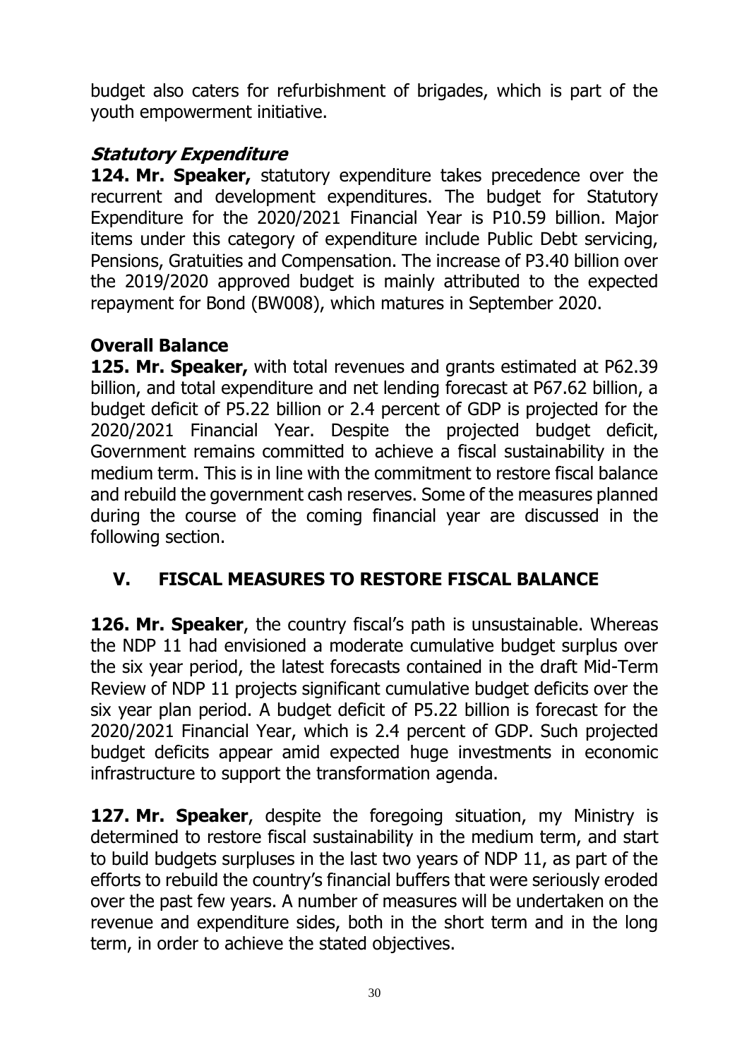budget also caters for refurbishment of brigades, which is part of the youth empowerment initiative.

### *Statutory Expenditure*

**124. Mr. Speaker,** statutory expenditure takes precedence over the recurrent and development expenditures. The budget for Statutory Expenditure for the 2020/2021 Financial Year is P10.59 billion. Major items under this category of expenditure include Public Debt servicing, Pensions, Gratuities and Compensation. The increase of P3.40 billion over the 2019/2020 approved budget is mainly attributed to the expected repayment for Bond (BW008), which matures in September 2020.

### Overall Balance

**125. Mr. Speaker,** with total revenues and grants estimated at P62.39 billion, and total expenditure and net lending forecast at P67.62 billion, a budget deficit of P5.22 billion or 2.4 percent of GDP is projected for the 2020/2021 Financial Year. Despite the projected budget deficit, Government remains committed to achieve a fiscal sustainability in the medium term. This is in line with the commitment to restore fiscal balance and rebuild the government cash reserves. Some of the measures planned during the course of the coming financial year are discussed in the following section.

## V. FISCAL MEASURES TO RESTORE FISCAL BALANCE

**126. Mr. Speaker**, the country fiscal's path is unsustainable. Whereas the NDP 11 had envisioned a moderate cumulative budget surplus over the six year period, the latest forecasts contained in the draft Mid-Term Review of NDP 11 projects significant cumulative budget deficits over the six year plan period. A budget deficit of P5.22 billion is forecast for the 2020/2021 Financial Year, which is 2.4 percent of GDP. Such projected budget deficits appear amid expected huge investments in economic infrastructure to support the transformation agenda.

**127. Mr. Speaker**, despite the foregoing situation, my Ministry is determined to restore fiscal sustainability in the medium term, and start to build budgets surpluses in the last two years of NDP 11, as part of the efforts to rebuild the country's financial buffers that were seriously eroded over the past few years. A number of measures will be undertaken on the revenue and expenditure sides, both in the short term and in the long term, in order to achieve the stated objectives.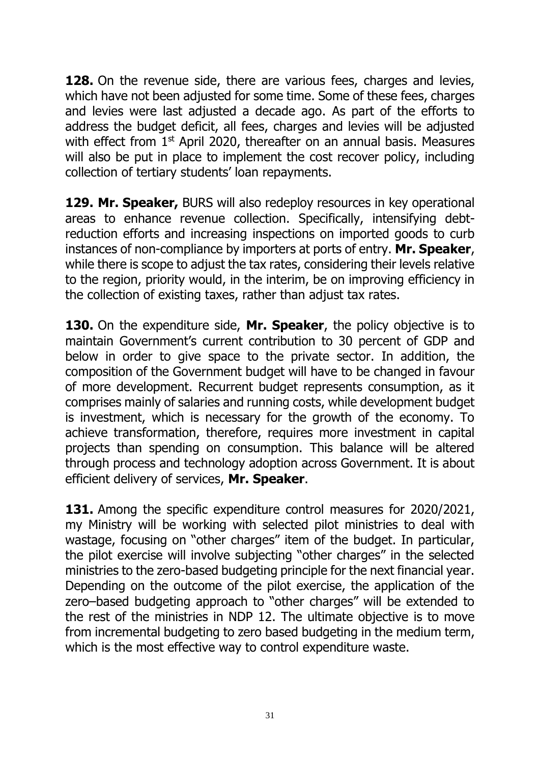**128.** On the revenue side, there are various fees, charges and levies, which have not been adjusted for some time. Some of these fees, charges and levies were last adjusted a decade ago. As part of the efforts to address the budget deficit, all fees, charges and levies will be adjusted with effect from 1st April 2020, thereafter on an annual basis. Measures will also be put in place to implement the cost recover policy, including collection of tertiary students' loan repayments.

**129. Mr. Speaker,** BURS will also redeploy resources in key operational areas to enhance revenue collection. Specifically, intensifying debt-reduction efforts and increasing inspections on imported goods to curb instances of non-compliance by importers at ports of entry. **Mr. Speaker**, while there is scope to adjust the tax rates, considering their levels relative to the region, priority would, in the interim, be on improving efficiency in the collection of existing taxes, rather than adjust tax rates.

**130.** On the expenditure side, **Mr. Speaker**, the policy objective is to maintain Government's current contribution to 30 percent of GDP and below in order to give space to the private sector. In addition, the composition of the Government budget will have to be changed in favour of more development. Recurrent budget represents consumption, as it comprises mainly of salaries and running costs, while development budget is investment, which is necessary for the growth of the economy. To achieve transformation, therefore, requires more investment in capital projects than spending on consumption. This balance will be altered through process and technology adoption across Government. It is about efficient delivery of services, **Mr. Speaker**.

**131.** Among the specific expenditure control measures for 2020/2021, my Ministry will be working with selected pilot ministries to deal with wastage, focusing on "other charges" item of the budget. In particular, the pilot exercise will involve subjecting "other charges" in the selected ministries to the zero-based budgeting principle for the next financial year. Depending on the outcome of the pilot exercise, the application of the zero–based budgeting approach to "other charges" will be extended to the rest of the ministries in NDP 12. The ultimate objective is to move from incremental budgeting to zero based budgeting in the medium term, which is the most effective way to control expenditure waste.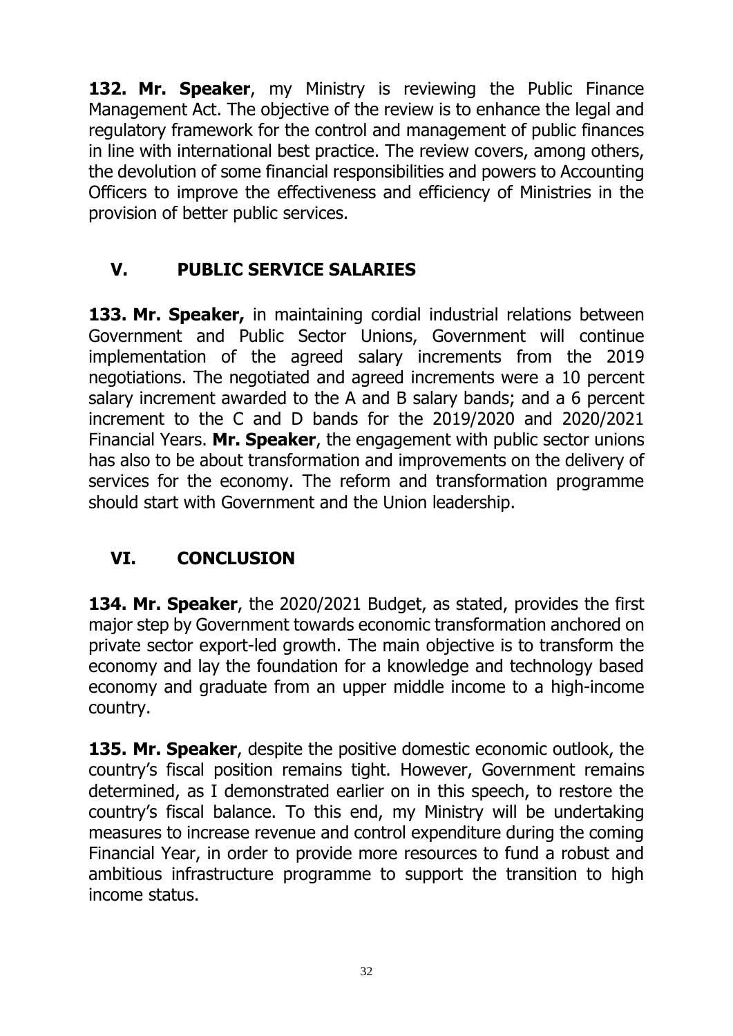**132. Mr. Speaker**, my Ministry is reviewing the Public Finance Management Act. The objective of the review is to enhance the legal and regulatory framework for the control and management of public finances in line with international best practice. The review covers, among others, the devolution of some financial responsibilities and powers to Accounting Officers to improve the effectiveness and efficiency of Ministries in the provision of better public services.

## V. PUBLIC SERVICE SALARIES

**133. Mr. Speaker,** in maintaining cordial industrial relations between Government and Public Sector Unions, Government will continue implementation of the agreed salary increments from the 2019 negotiations. The negotiated and agreed increments were a 10 percent salary increment awarded to the A and B salary bands; and a 6 percent increment to the C and D bands for the 2019/2020 and 2020/2021 Financial Years. **Mr. Speaker**, the engagement with public sector unions has also to be about transformation and improvements on the delivery of services for the economy. The reform and transformation programme should start with Government and the Union leadership.

## VI. CONCLUSION

**134. Mr. Speaker**, the 2020/2021 Budget, as stated, provides the first major step by Government towards economic transformation anchored on private sector export-led growth. The main objective is to transform the economy and lay the foundation for a knowledge and technology based economy and graduate from an upper middle income to a high-income country.

**135. Mr. Speaker**, despite the positive domestic economic outlook, the country's fiscal position remains tight. However, Government remains determined, as I demonstrated earlier on in this speech, to restore the country's fiscal balance. To this end, my Ministry will be undertaking measures to increase revenue and control expenditure during the coming Financial Year, in order to provide more resources to fund a robust and ambitious infrastructure programme to support the transition to high income status.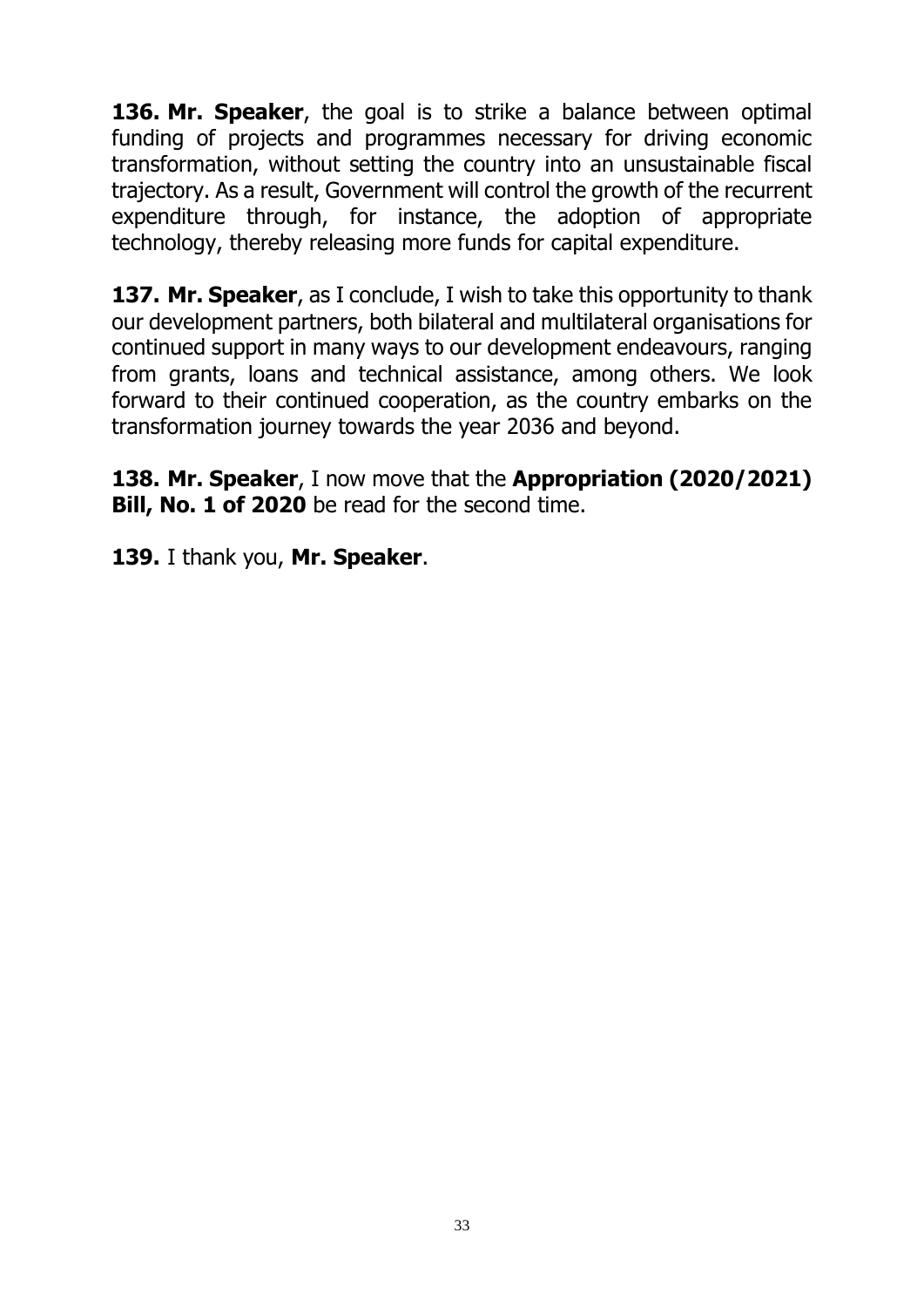**136. Mr. Speaker**, the goal is to strike a balance between optimal funding of projects and programmes necessary for driving economic transformation, without setting the country into an unsustainable fiscal trajectory. As a result, Government will control the growth of the recurrent expenditure through, for instance, the adoption of appropriate technology, thereby releasing more funds for capital expenditure.

**137. Mr. Speaker**, as I conclude, I wish to take this opportunity to thank our development partners, both bilateral and multilateral organisations for continued support in many ways to our development endeavours, ranging from grants, loans and technical assistance, among others. We look forward to their continued cooperation, as the country embarks on the transformation journey towards the year 2036 and beyond.

**138. Mr. Speaker**, I now move that the **Appropriation (2020/2021) Bill, No. 1 of 2020** be read for the second time.

**139.** I thank you, **Mr. Speaker**.